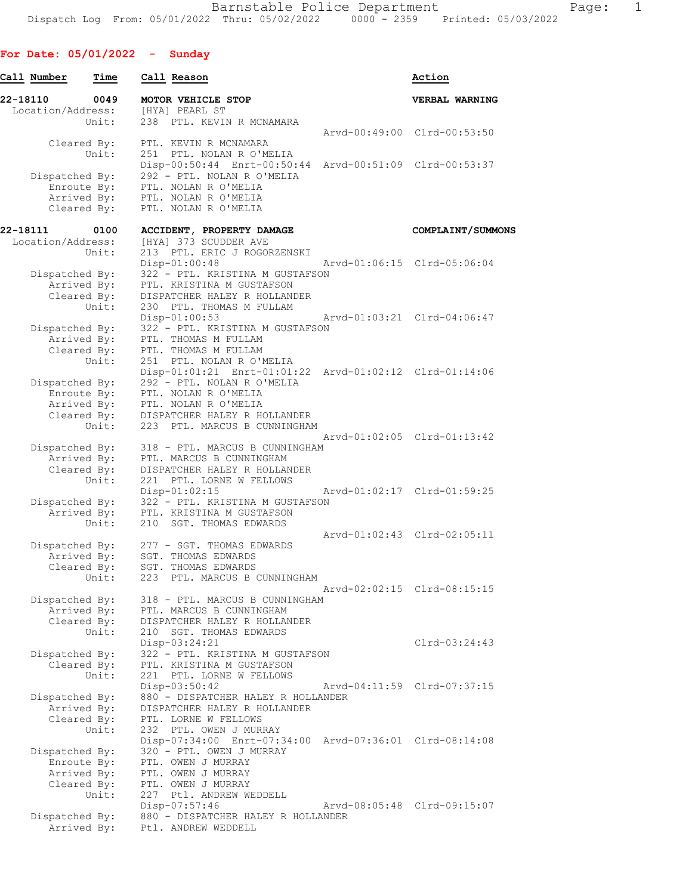**For Date: 05/01/2022 - Sunday**

| Call Number | Time | Call Reason | Action |
|---|---|---|---|

**22-18110 0049 MOTOR VEHICLE STOP — VERBAL WARNING**

```
 Location/Address:    [HYA] PEARL ST
            Unit:    238  PTL. KEVIN R MCNAMARA
                                                Arvd-00:49:00  Clrd-00:53:50
       Cleared By:   PTL. KEVIN R MCNAMARA
            Unit:    251  PTL. NOLAN R O'MELIA
                     Disp-00:50:44  Enrt-00:50:44  Arvd-00:51:09  Clrd-00:53:37
    Dispatched By:   292 - PTL. NOLAN R O'MELIA
       Enroute By:   PTL. NOLAN R O'MELIA
       Arrived By:   PTL. NOLAN R O'MELIA
       Cleared By:   PTL. NOLAN R O'MELIA
```

**22-18111 0100 ACCIDENT, PROPERTY DAMAGE — COMPLAINT/SUMMONS**

```
 Location/Address:    [HYA] 373 SCUDDER AVE
            Unit:    213  PTL. ERIC J ROGORZENSKI
                     Disp-01:00:48                 Arvd-01:06:15  Clrd-05:06:04
    Dispatched By:   322 - PTL. KRISTINA M GUSTAFSON
       Arrived By:   PTL. KRISTINA M GUSTAFSON
       Cleared By:   DISPATCHER HALEY R HOLLANDER
            Unit:    230  PTL. THOMAS M FULLAM
                     Disp-01:00:53                 Arvd-01:03:21  Clrd-04:06:47
    Dispatched By:   322 - PTL. KRISTINA M GUSTAFSON
       Arrived By:   PTL. THOMAS M FULLAM
       Cleared By:   PTL. THOMAS M FULLAM
            Unit:    251  PTL. NOLAN R O'MELIA
                     Disp-01:01:21  Enrt-01:01:22  Arvd-01:02:12  Clrd-01:14:06
    Dispatched By:   292 - PTL. NOLAN R O'MELIA
       Enroute By:   PTL. NOLAN R O'MELIA
       Arrived By:   PTL. NOLAN R O'MELIA
       Cleared By:   DISPATCHER HALEY R HOLLANDER
            Unit:    223  PTL. MARCUS B CUNNINGHAM
                                                Arvd-01:02:05  Clrd-01:13:42
    Dispatched By:   318 - PTL. MARCUS B CUNNINGHAM
       Arrived By:   PTL. MARCUS B CUNNINGHAM
       Cleared By:   DISPATCHER HALEY R HOLLANDER
            Unit:    221  PTL. LORNE W FELLOWS
                     Disp-01:02:15                 Arvd-01:02:17  Clrd-01:59:25
    Dispatched By:   322 - PTL. KRISTINA M GUSTAFSON
       Arrived By:   PTL. KRISTINA M GUSTAFSON
            Unit:    210  SGT. THOMAS EDWARDS
                                                Arvd-01:02:43  Clrd-02:05:11
    Dispatched By:   277 - SGT. THOMAS EDWARDS
       Arrived By:   SGT. THOMAS EDWARDS
       Cleared By:   SGT. THOMAS EDWARDS
            Unit:    223  PTL. MARCUS B CUNNINGHAM
                                                Arvd-02:02:15  Clrd-08:15:15
    Dispatched By:   318 - PTL. MARCUS B CUNNINGHAM
       Arrived By:   PTL. MARCUS B CUNNINGHAM
       Cleared By:   DISPATCHER HALEY R HOLLANDER
            Unit:    210  SGT. THOMAS EDWARDS
                     Disp-03:24:21                                Clrd-03:24:43
    Dispatched By:   322 - PTL. KRISTINA M GUSTAFSON
       Cleared By:   PTL. KRISTINA M GUSTAFSON
            Unit:    221  PTL. LORNE W FELLOWS
                     Disp-03:50:42                 Arvd-04:11:59  Clrd-07:37:15
    Dispatched By:   880 - DISPATCHER HALEY R HOLLANDER
       Arrived By:   DISPATCHER HALEY R HOLLANDER
       Cleared By:   PTL. LORNE W FELLOWS
            Unit:    232  PTL. OWEN J MURRAY
                     Disp-07:34:00  Enrt-07:34:00  Arvd-07:36:01  Clrd-08:14:08
    Dispatched By:   320 - PTL. OWEN J MURRAY
       Enroute By:   PTL. OWEN J MURRAY
       Arrived By:   PTL. OWEN J MURRAY
       Cleared By:   PTL. OWEN J MURRAY
            Unit:    227  Ptl. ANDREW WEDDELL
                     Disp-07:57:46                 Arvd-08:05:48  Clrd-09:15:07
    Dispatched By:   880 - DISPATCHER HALEY R HOLLANDER
       Arrived By:   Ptl. ANDREW WEDDELL
```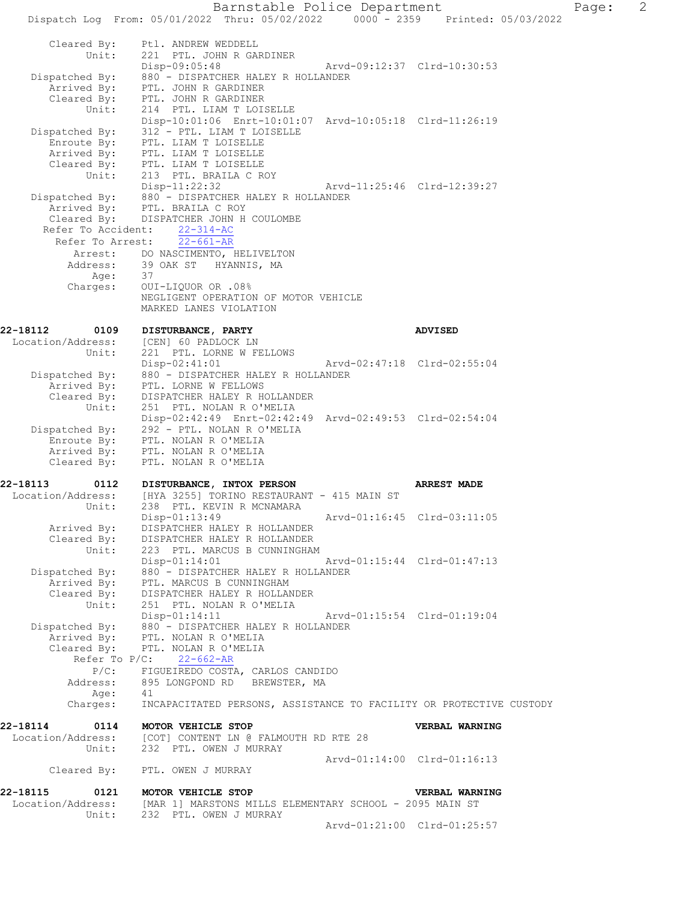```
        Cleared By:     Ptl. ANDREW WEDDELL
              Unit:     221  PTL. JOHN R GARDINER
                        Disp-09:05:48                 Arvd-09:12:37  Clrd-10:30:53
     Dispatched By:     880 - DISPATCHER HALEY R HOLLANDER
        Arrived By:     PTL. JOHN R GARDINER
        Cleared By:     PTL. JOHN R GARDINER
              Unit:     214  PTL. LIAM T LOISELLE
                        Disp-10:01:06  Enrt-10:01:07  Arvd-10:05:18  Clrd-11:26:19
     Dispatched By:     312 - PTL. LIAM T LOISELLE
        Enroute By:     PTL. LIAM T LOISELLE
        Arrived By:     PTL. LIAM T LOISELLE
        Cleared By:     PTL. LIAM T LOISELLE
              Unit:     213  PTL. BRAILA C ROY
                        Disp-11:22:32                 Arvd-11:25:46  Clrd-12:39:27
     Dispatched By:     880 - DISPATCHER HALEY R HOLLANDER
        Arrived By:     PTL. BRAILA C ROY
        Cleared By:     DISPATCHER JOHN H COULOMBE
   Refer To Accident:     22-314-AC
     Refer To Arrest:     22-661-AR
           Arrest:      DO NASCIMENTO, HELIVELTON
          Address:      39 OAK ST   HYANNIS, MA
              Age:      37
          Charges:      OUI-LIQUOR OR .08%
                        NEGLIGENT OPERATION OF MOTOR VEHICLE
                        MARKED LANES VIOLATION

22-18112        0109    DISTURBANCE, PARTY                                ADVISED
 Location/Address:      [CEN] 60 PADLOCK LN
              Unit:     221  PTL. LORNE W FELLOWS
                        Disp-02:41:01                 Arvd-02:47:18  Clrd-02:55:04
     Dispatched By:     880 - DISPATCHER HALEY R HOLLANDER
        Arrived By:     PTL. LORNE W FELLOWS
        Cleared By:     DISPATCHER HALEY R HOLLANDER
              Unit:     251  PTL. NOLAN R O'MELIA
                        Disp-02:42:49  Enrt-02:42:49  Arvd-02:49:53  Clrd-02:54:04
     Dispatched By:     292 - PTL. NOLAN R O'MELIA
        Enroute By:     PTL. NOLAN R O'MELIA
        Arrived By:     PTL. NOLAN R O'MELIA
        Cleared By:     PTL. NOLAN R O'MELIA

22-18113        0112    DISTURBANCE, INTOX PERSON                         ARREST MADE
 Location/Address:      [HYA 3255] TORINO RESTAURANT - 415 MAIN ST
              Unit:     238  PTL. KEVIN R MCNAMARA
                        Disp-01:13:49                 Arvd-01:16:45  Clrd-03:11:05
        Arrived By:     DISPATCHER HALEY R HOLLANDER
        Cleared By:     DISPATCHER HALEY R HOLLANDER
              Unit:     223  PTL. MARCUS B CUNNINGHAM
                        Disp-01:14:01                 Arvd-01:15:44  Clrd-01:47:13
     Dispatched By:     880 - DISPATCHER HALEY R HOLLANDER
        Arrived By:     PTL. MARCUS B CUNNINGHAM
        Cleared By:     DISPATCHER HALEY R HOLLANDER
              Unit:     251  PTL. NOLAN R O'MELIA
                        Disp-01:14:11                 Arvd-01:15:54  Clrd-01:19:04
     Dispatched By:     880 - DISPATCHER HALEY R HOLLANDER
        Arrived By:     PTL. NOLAN R O'MELIA
        Cleared By:     PTL. NOLAN R O'MELIA
       Refer To P/C:     22-662-AR
              P/C:      FIGUEIREDO COSTA, CARLOS CANDIDO
          Address:      895 LONGPOND RD   BREWSTER, MA
              Age:      41
          Charges:      INCAPACITATED PERSONS, ASSISTANCE TO FACILITY OR PROTECTIVE CUSTODY

22-18114        0114    MOTOR VEHICLE STOP                                VERBAL WARNING
 Location/Address:      [COT] CONTENT LN @ FALMOUTH RD RTE 28
              Unit:     232  PTL. OWEN J MURRAY
                                                      Arvd-01:14:00  Clrd-01:16:13
        Cleared By:     PTL. OWEN J MURRAY

22-18115        0121    MOTOR VEHICLE STOP                                VERBAL WARNING
 Location/Address:      [MAR 1] MARSTONS MILLS ELEMENTARY SCHOOL - 2095 MAIN ST
              Unit:     232  PTL. OWEN J MURRAY
                                                      Arvd-01:21:00  Clrd-01:25:57
```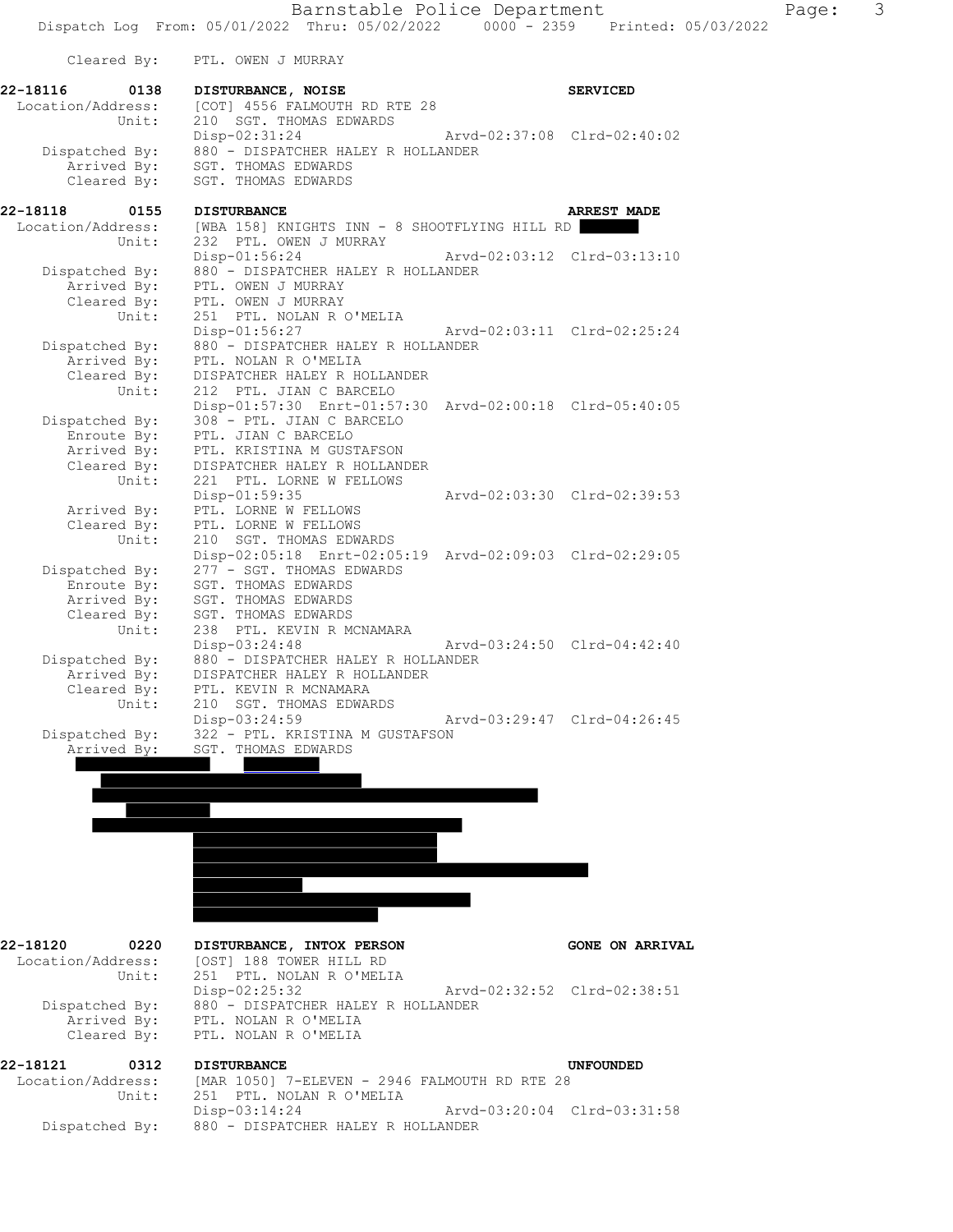Cleared By: PTL. OWEN J MURRAY

**22-18116 0138 DISTURBANCE, NOISE** **SERVICED**

Location/Address: [COT] 4556 FALMOUTH RD RTE 28
Unit: 210 SGT. THOMAS EDWARDS
Disp-02:31:24 Arvd-02:37:08 Clrd-02:40:02
Dispatched By: 880 - DISPATCHER HALEY R HOLLANDER
Arrived By: SGT. THOMAS EDWARDS
Cleared By: SGT. THOMAS EDWARDS

**22-18118 0155 DISTURBANCE** **ARREST MADE**

Location/Address: [WBA 158] KNIGHTS INN - 8 SHOOTFLYING HILL RD
Unit: 232 PTL. OWEN J MURRAY
Disp-01:56:24 Arvd-02:03:12 Clrd-03:13:10
Dispatched By: 880 - DISPATCHER HALEY R HOLLANDER
Arrived By: PTL. OWEN J MURRAY
Cleared By: PTL. OWEN J MURRAY
Unit: 251 PTL. NOLAN R O'MELIA
Disp-01:56:27 Arvd-02:03:11 Clrd-02:25:24
Dispatched By: 880 - DISPATCHER HALEY R HOLLANDER
Arrived By: PTL. NOLAN R O'MELIA
Cleared By: DISPATCHER HALEY R HOLLANDER
Unit: 212 PTL. JIAN C BARCELO
Disp-01:57:30 Enrt-01:57:30 Arvd-02:00:18 Clrd-05:40:05
Dispatched By: 308 - PTL. JIAN C BARCELO
Enroute By: PTL. JIAN C BARCELO
Arrived By: PTL. KRISTINA M GUSTAFSON
Cleared By: DISPATCHER HALEY R HOLLANDER
Unit: 221 PTL. LORNE W FELLOWS
Disp-01:59:35 Arvd-02:03:30 Clrd-02:39:53
Arrived By: PTL. LORNE W FELLOWS
Cleared By: PTL. LORNE W FELLOWS
Unit: 210 SGT. THOMAS EDWARDS
Disp-02:05:18 Enrt-02:05:19 Arvd-02:09:03 Clrd-02:29:05
Dispatched By: 277 - SGT. THOMAS EDWARDS
Enroute By: SGT. THOMAS EDWARDS
Arrived By: SGT. THOMAS EDWARDS
Cleared By: SGT. THOMAS EDWARDS
Unit: 238 PTL. KEVIN R MCNAMARA
Disp-03:24:48 Arvd-03:24:50 Clrd-04:42:40
Dispatched By: 880 - DISPATCHER HALEY R HOLLANDER
Arrived By: DISPATCHER HALEY R HOLLANDER
Cleared By: PTL. KEVIN R MCNAMARA
Unit: 210 SGT. THOMAS EDWARDS
Disp-03:24:59 Arvd-03:29:47 Clrd-04:26:45
Dispatched By: 322 - PTL. KRISTINA M GUSTAFSON
Arrived By: SGT. THOMAS EDWARDS

**22-18120 0220 DISTURBANCE, INTOX PERSON** **GONE ON ARRIVAL**

Location/Address: [OST] 188 TOWER HILL RD
Unit: 251 PTL. NOLAN R O'MELIA
Disp-02:25:32 Arvd-02:32:52 Clrd-02:38:51
Dispatched By: 880 - DISPATCHER HALEY R HOLLANDER
Arrived By: PTL. NOLAN R O'MELIA
Cleared By: PTL. NOLAN R O'MELIA

**22-18121 0312 DISTURBANCE** **UNFOUNDED**

Location/Address: [MAR 1050] 7-ELEVEN - 2946 FALMOUTH RD RTE 28
Unit: 251 PTL. NOLAN R O'MELIA
Disp-03:14:24 Arvd-03:20:04 Clrd-03:31:58
Dispatched By: 880 - DISPATCHER HALEY R HOLLANDER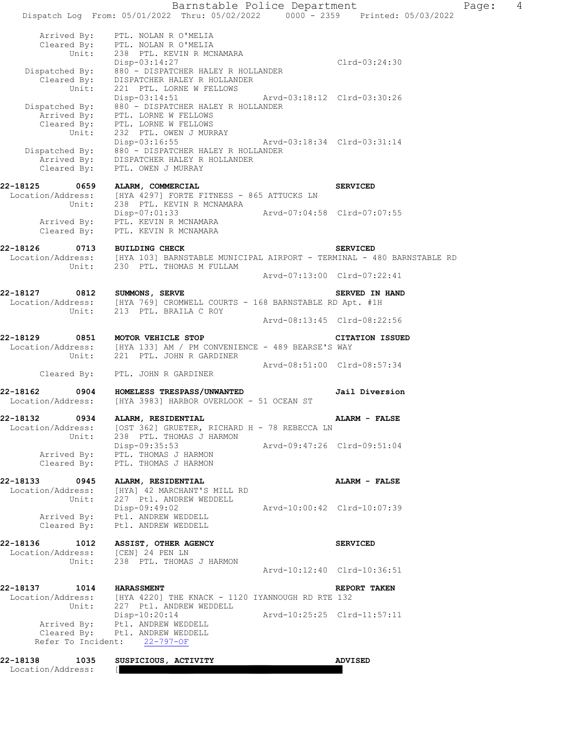```
      Arrived By:    PTL. NOLAN R O'MELIA
      Cleared By:    PTL. NOLAN R O'MELIA
           Unit:     238  PTL. KEVIN R MCNAMARA
                     Disp-03:14:27                             Clrd-03:24:30
  Dispatched By:     880 - DISPATCHER HALEY R HOLLANDER
      Cleared By:    DISPATCHER HALEY R HOLLANDER
           Unit:     221  PTL. LORNE W FELLOWS
                     Disp-03:14:51              Arvd-03:18:12  Clrd-03:30:26
  Dispatched By:     880 - DISPATCHER HALEY R HOLLANDER
      Arrived By:    PTL. LORNE W FELLOWS
      Cleared By:    PTL. LORNE W FELLOWS
           Unit:     232  PTL. OWEN J MURRAY
                     Disp-03:16:55              Arvd-03:18:34  Clrd-03:31:14
  Dispatched By:     880 - DISPATCHER HALEY R HOLLANDER
      Arrived By:    DISPATCHER HALEY R HOLLANDER
      Cleared By:    PTL. OWEN J MURRAY
```

**22-18125 0659 ALARM, COMMERCIAL** — **SERVICED**

```
Location/Address:    [HYA 4297] FORTE FITNESS - 865 ATTUCKS LN
           Unit:     238  PTL. KEVIN R MCNAMARA
                     Disp-07:01:33              Arvd-07:04:58  Clrd-07:07:55
      Arrived By:    PTL. KEVIN R MCNAMARA
      Cleared By:    PTL. KEVIN R MCNAMARA
```

**22-18126 0713 BUILDING CHECK** — **SERVICED**

```
Location/Address:    [HYA 103] BARNSTABLE MUNICIPAL AIRPORT - TERMINAL - 480 BARNSTABLE RD
           Unit:     230  PTL. THOMAS M FULLAM
                                                Arvd-07:13:00  Clrd-07:22:41
```

**22-18127 0812 SUMMONS, SERVE** — **SERVED IN HAND**

```
Location/Address:    [HYA 769] CROMWELL COURTS - 168 BARNSTABLE RD Apt. #1H
           Unit:     213  PTL. BRAILA C ROY
                                                Arvd-08:13:45  Clrd-08:22:56
```

**22-18129 0851 MOTOR VEHICLE STOP** — **CITATION ISSUED**

```
Location/Address:    [HYA 133] AM / PM CONVENIENCE - 489 BEARSE'S WAY
           Unit:     221  PTL. JOHN R GARDINER
                                                Arvd-08:51:00  Clrd-08:57:34
      Cleared By:    PTL. JOHN R GARDINER
```

**22-18162 0904 HOMELESS TRESPASS/UNWANTED** — **Jail Diversion**

```
Location/Address:    [HYA 3983] HARBOR OVERLOOK - 51 OCEAN ST
```

**22-18132 0934 ALARM, RESIDENTIAL** — **ALARM - FALSE**

```
Location/Address:    [OST 362] GRUETER, RICHARD H - 78 REBECCA LN
           Unit:     238  PTL. THOMAS J HARMON
                     Disp-09:35:53              Arvd-09:47:26  Clrd-09:51:04
      Arrived By:    PTL. THOMAS J HARMON
      Cleared By:    PTL. THOMAS J HARMON
```

**22-18133 0945 ALARM, RESIDENTIAL** — **ALARM - FALSE**

```
Location/Address:    [HYA] 42 MARCHANT'S MILL RD
           Unit:     227  Ptl. ANDREW WEDDELL
                     Disp-09:49:02              Arvd-10:00:42  Clrd-10:07:39
      Arrived By:    Ptl. ANDREW WEDDELL
      Cleared By:    Ptl. ANDREW WEDDELL
```

**22-18136 1012 ASSIST, OTHER AGENCY** — **SERVICED**

```
Location/Address:    [CEN] 24 PEN LN
           Unit:     238  PTL. THOMAS J HARMON
                                                Arvd-10:12:40  Clrd-10:36:51
```

**22-18137 1014 HARASSMENT** — **REPORT TAKEN**

```
Location/Address:    [HYA 4220] THE KNACK - 1120 IYANNOUGH RD RTE 132
           Unit:     227  Ptl. ANDREW WEDDELL
                     Disp-10:20:14              Arvd-10:25:25  Clrd-11:57:11
      Arrived By:    Ptl. ANDREW WEDDELL
      Cleared By:    Ptl. ANDREW WEDDELL
  Refer To Incident:    22-797-OF
```

**22-18138 1035 SUSPICIOUS, ACTIVITY** — **ADVISED**

```
Location/Address:    [
```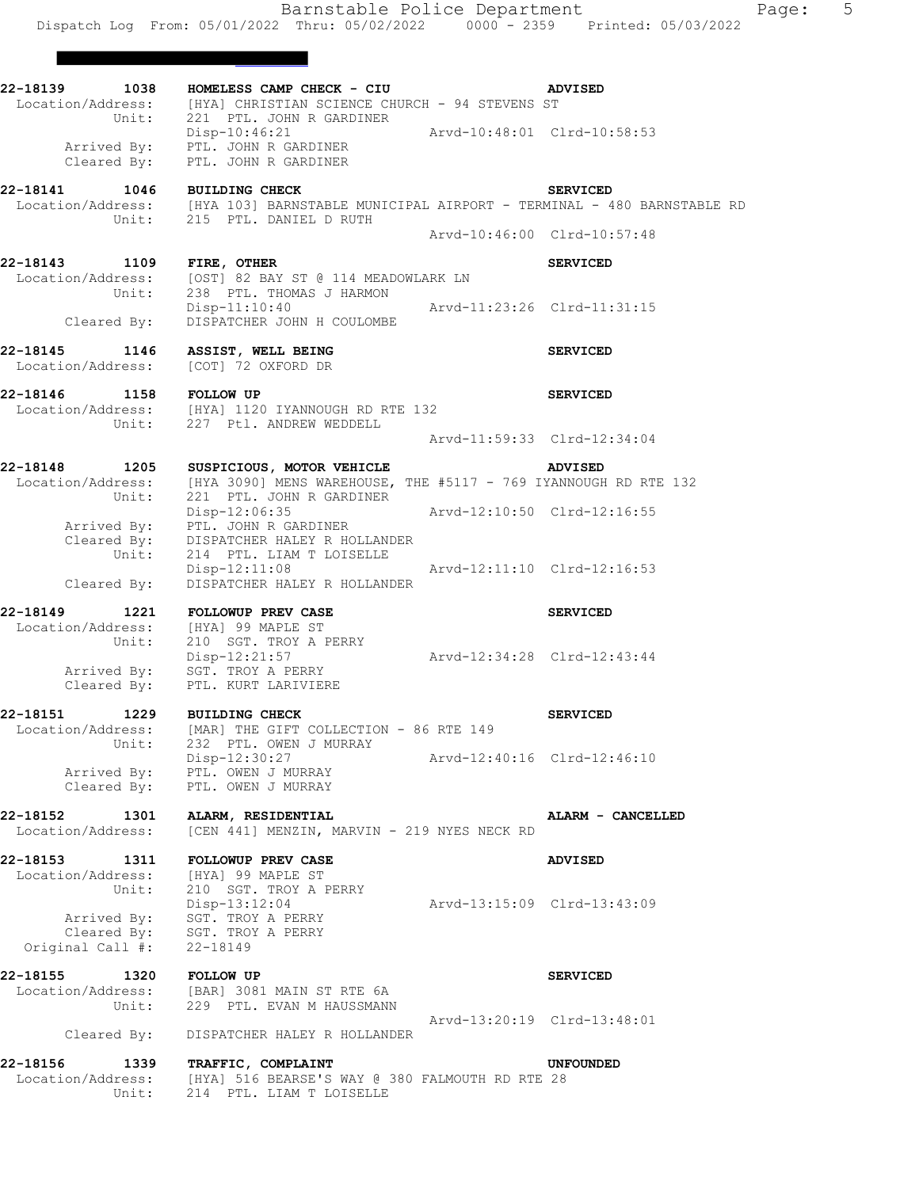**22-18139 1038 HOMELESS CAMP CHECK - CIU** — ADVISED
Location/Address: [HYA] CHRISTIAN SCIENCE CHURCH - 94 STEVENS ST
Unit: 221 PTL. JOHN R GARDINER
Disp-10:46:21 Arvd-10:48:01 Clrd-10:58:53
Arrived By: PTL. JOHN R GARDINER
Cleared By: PTL. JOHN R GARDINER

**22-18141 1046 BUILDING CHECK** — SERVICED
Location/Address: [HYA 103] BARNSTABLE MUNICIPAL AIRPORT - TERMINAL - 480 BARNSTABLE RD
Unit: 215 PTL. DANIEL D RUTH
Arvd-10:46:00 Clrd-10:57:48

**22-18143 1109 FIRE, OTHER** — SERVICED
Location/Address: [OST] 82 BAY ST @ 114 MEADOWLARK LN
Unit: 238 PTL. THOMAS J HARMON
Disp-11:10:40 Arvd-11:23:26 Clrd-11:31:15
Cleared By: DISPATCHER JOHN H COULOMBE

**22-18145 1146 ASSIST, WELL BEING** — SERVICED
Location/Address: [COT] 72 OXFORD DR

**22-18146 1158 FOLLOW UP** — SERVICED
Location/Address: [HYA] 1120 IYANNOUGH RD RTE 132
Unit: 227 Ptl. ANDREW WEDDELL
Arvd-11:59:33 Clrd-12:34:04

**22-18148 1205 SUSPICIOUS, MOTOR VEHICLE** — ADVISED
Location/Address: [HYA 3090] MENS WAREHOUSE, THE #5117 - 769 IYANNOUGH RD RTE 132
Unit: 221 PTL. JOHN R GARDINER
Disp-12:06:35 Arvd-12:10:50 Clrd-12:16:55
Arrived By: PTL. JOHN R GARDINER
Cleared By: DISPATCHER HALEY R HOLLANDER
Unit: 214 PTL. LIAM T LOISELLE
Disp-12:11:08 Arvd-12:11:10 Clrd-12:16:53
Cleared By: DISPATCHER HALEY R HOLLANDER

**22-18149 1221 FOLLOWUP PREV CASE** — SERVICED
Location/Address: [HYA] 99 MAPLE ST
Unit: 210 SGT. TROY A PERRY
Disp-12:21:57 Arvd-12:34:28 Clrd-12:43:44
Arrived By: SGT. TROY A PERRY
Cleared By: PTL. KURT LARIVIERE

**22-18151 1229 BUILDING CHECK** — SERVICED
Location/Address: [MAR] THE GIFT COLLECTION - 86 RTE 149
Unit: 232 PTL. OWEN J MURRAY
Disp-12:30:27 Arvd-12:40:16 Clrd-12:46:10
Arrived By: PTL. OWEN J MURRAY
Cleared By: PTL. OWEN J MURRAY

**22-18152 1301 ALARM, RESIDENTIAL** — ALARM - CANCELLED
Location/Address: [CEN 441] MENZIN, MARVIN - 219 NYES NECK RD

**22-18153 1311 FOLLOWUP PREV CASE** — ADVISED
Location/Address: [HYA] 99 MAPLE ST
Unit: 210 SGT. TROY A PERRY
Disp-13:12:04 Arvd-13:15:09 Clrd-13:43:09
Arrived By: SGT. TROY A PERRY
Cleared By: SGT. TROY A PERRY
Original Call #: 22-18149

**22-18155 1320 FOLLOW UP** — SERVICED
Location/Address: [BAR] 3081 MAIN ST RTE 6A
Unit: 229 PTL. EVAN M HAUSSMANN
Arvd-13:20:19 Clrd-13:48:01
Cleared By: DISPATCHER HALEY R HOLLANDER

**22-18156 1339 TRAFFIC, COMPLAINT** — UNFOUNDED
Location/Address: [HYA] 516 BEARSE'S WAY @ 380 FALMOUTH RD RTE 28
Unit: 214 PTL. LIAM T LOISELLE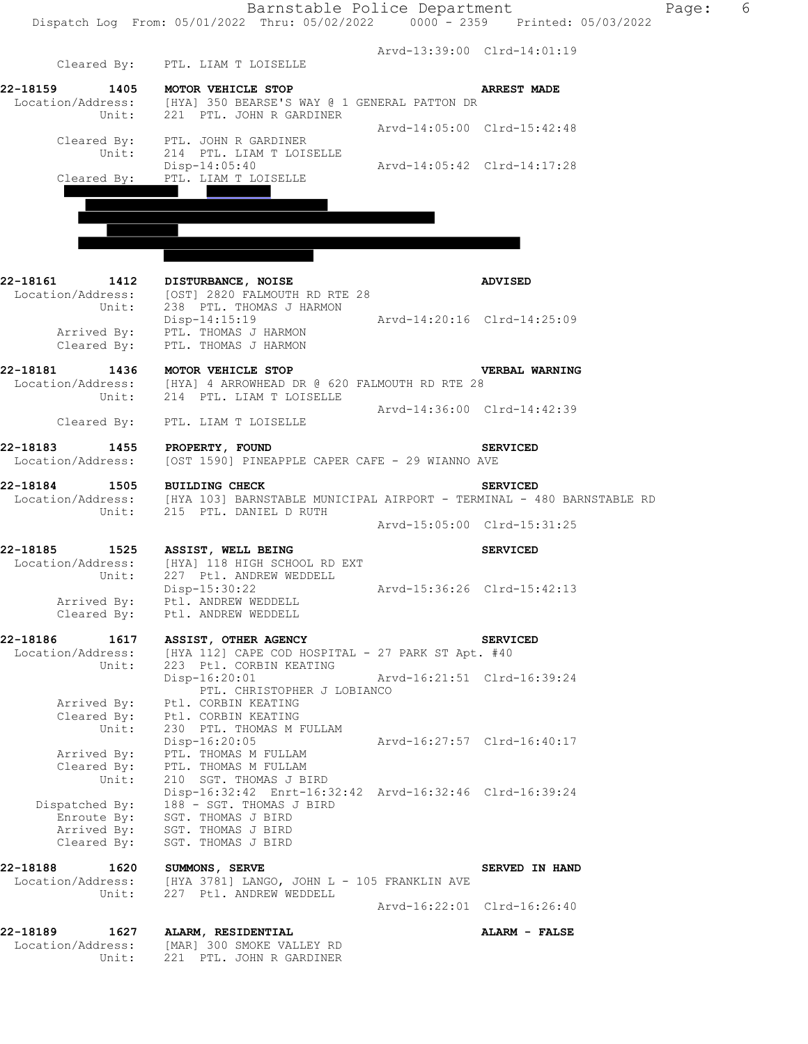Arvd-13:39:00 Clrd-14:01:19
Cleared By: PTL. LIAM T LOISELLE

**22-18159 1405 MOTOR VEHICLE STOP** **ARREST MADE**
Location/Address: [HYA] 350 BEARSE'S WAY @ 1 GENERAL PATTON DR
Unit: 221 PTL. JOHN R GARDINER
Arvd-14:05:00 Clrd-15:42:48
Cleared By: PTL. JOHN R GARDINER
Unit: 214 PTL. LIAM T LOISELLE
Disp-14:05:40 Arvd-14:05:42 Clrd-14:17:28
Cleared By: PTL. LIAM T LOISELLE

**22-18161 1412 DISTURBANCE, NOISE** **ADVISED**
Location/Address: [OST] 2820 FALMOUTH RD RTE 28
Unit: 238 PTL. THOMAS J HARMON
Disp-14:15:19 Arvd-14:20:16 Clrd-14:25:09
Arrived By: PTL. THOMAS J HARMON
Cleared By: PTL. THOMAS J HARMON

**22-18181 1436 MOTOR VEHICLE STOP** **VERBAL WARNING**
Location/Address: [HYA] 4 ARROWHEAD DR @ 620 FALMOUTH RD RTE 28
Unit: 214 PTL. LIAM T LOISELLE
Arvd-14:36:00 Clrd-14:42:39
Cleared By: PTL. LIAM T LOISELLE

**22-18183 1455 PROPERTY, FOUND** **SERVICED**
Location/Address: [OST 1590] PINEAPPLE CAPER CAFE - 29 WIANNO AVE

**22-18184 1505 BUILDING CHECK** **SERVICED**
Location/Address: [HYA 103] BARNSTABLE MUNICIPAL AIRPORT - TERMINAL - 480 BARNSTABLE RD
Unit: 215 PTL. DANIEL D RUTH
Arvd-15:05:00 Clrd-15:31:25

**22-18185 1525 ASSIST, WELL BEING** **SERVICED**
Location/Address: [HYA] 118 HIGH SCHOOL RD EXT
Unit: 227 Ptl. ANDREW WEDDELL
Disp-15:30:22 Arvd-15:36:26 Clrd-15:42:13
Arrived By: Ptl. ANDREW WEDDELL
Cleared By: Ptl. ANDREW WEDDELL

**22-18186 1617 ASSIST, OTHER AGENCY** **SERVICED**
Location/Address: [HYA 112] CAPE COD HOSPITAL - 27 PARK ST Apt. #40
Unit: 223 Ptl. CORBIN KEATING
Disp-16:20:01 Arvd-16:21:51 Clrd-16:39:24
PTL. CHRISTOPHER J LOBIANCO
Arrived By: Ptl. CORBIN KEATING
Cleared By: Ptl. CORBIN KEATING
Unit: 230 PTL. THOMAS M FULLAM
Disp-16:20:05 Arvd-16:27:57 Clrd-16:40:17
Arrived By: PTL. THOMAS M FULLAM
Cleared By: PTL. THOMAS M FULLAM
Unit: 210 SGT. THOMAS J BIRD
Disp-16:32:42 Enrt-16:32:42 Arvd-16:32:46 Clrd-16:39:24
Dispatched By: 188 - SGT. THOMAS J BIRD
Enroute By: SGT. THOMAS J BIRD
Arrived By: SGT. THOMAS J BIRD
Cleared By: SGT. THOMAS J BIRD

**22-18188 1620 SUMMONS, SERVE** **SERVED IN HAND**
Location/Address: [HYA 3781] LANGO, JOHN L - 105 FRANKLIN AVE
Unit: 227 Ptl. ANDREW WEDDELL
Arvd-16:22:01 Clrd-16:26:40

**22-18189 1627 ALARM, RESIDENTIAL** **ALARM - FALSE**
Location/Address: [MAR] 300 SMOKE VALLEY RD
Unit: 221 PTL. JOHN R GARDINER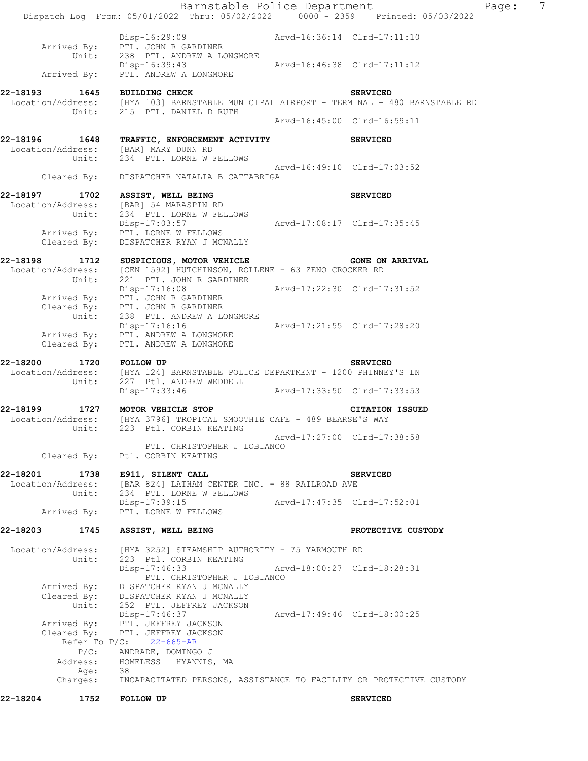```
                    Disp-16:29:09                    Arvd-16:36:14  Clrd-17:11:10
       Arrived By:  PTL. JOHN R GARDINER
             Unit:  238  PTL. ANDREW A LONGMORE
                    Disp-16:39:43                    Arvd-16:46:38  Clrd-17:11:12
       Arrived By:  PTL. ANDREW A LONGMORE
```

**22-18193 1645 BUILDING CHECK** **SERVICED**

```
 Location/Address:  [HYA 103] BARNSTABLE MUNICIPAL AIRPORT - TERMINAL - 480 BARNSTABLE RD
             Unit:  215  PTL. DANIEL D RUTH
                                                     Arvd-16:45:00  Clrd-16:59:11
```

**22-18196 1648 TRAFFIC, ENFORCEMENT ACTIVITY** **SERVICED**

```
 Location/Address:  [BAR] MARY DUNN RD
             Unit:  234  PTL. LORNE W FELLOWS
                                                     Arvd-16:49:10  Clrd-17:03:52
       Cleared By:  DISPATCHER NATALIA B CATTABRIGA
```

**22-18197 1702 ASSIST, WELL BEING** **SERVICED**

```
 Location/Address:  [BAR] 54 MARASPIN RD
             Unit:  234  PTL. LORNE W FELLOWS
                    Disp-17:03:57                    Arvd-17:08:17  Clrd-17:35:45
       Arrived By:  PTL. LORNE W FELLOWS
       Cleared By:  DISPATCHER RYAN J MCNALLY
```

**22-18198 1712 SUSPICIOUS, MOTOR VEHICLE** **GONE ON ARRIVAL**

```
 Location/Address:  [CEN 1592] HUTCHINSON, ROLLENE - 63 ZENO CROCKER RD
             Unit:  221  PTL. JOHN R GARDINER
                    Disp-17:16:08                    Arvd-17:22:30  Clrd-17:31:52
       Arrived By:  PTL. JOHN R GARDINER
       Cleared By:  PTL. JOHN R GARDINER
             Unit:  238  PTL. ANDREW A LONGMORE
                    Disp-17:16:16                    Arvd-17:21:55  Clrd-17:28:20
       Arrived By:  PTL. ANDREW A LONGMORE
       Cleared By:  PTL. ANDREW A LONGMORE
```

**22-18200 1720 FOLLOW UP** **SERVICED**

```
 Location/Address:  [HYA 124] BARNSTABLE POLICE DEPARTMENT - 1200 PHINNEY'S LN
             Unit:  227  Ptl. ANDREW WEDDELL
                    Disp-17:33:46                    Arvd-17:33:50  Clrd-17:33:53
```

**22-18199 1727 MOTOR VEHICLE STOP** **CITATION ISSUED**

```
 Location/Address:  [HYA 3796] TROPICAL SMOOTHIE CAFE - 489 BEARSE'S WAY
             Unit:  223  Ptl. CORBIN KEATING
                                                     Arvd-17:27:00  Clrd-17:38:58
                        PTL. CHRISTOPHER J LOBIANCO
       Cleared By:  Ptl. CORBIN KEATING
```

**22-18201 1738 E911, SILENT CALL** **SERVICED**

```
 Location/Address:  [BAR 824] LATHAM CENTER INC. - 88 RAILROAD AVE
             Unit:  234  PTL. LORNE W FELLOWS
                    Disp-17:39:15                    Arvd-17:47:35  Clrd-17:52:01
       Arrived By:  PTL. LORNE W FELLOWS
```

**22-18203 1745 ASSIST, WELL BEING** **PROTECTIVE CUSTODY**

```
 Location/Address:  [HYA 3252] STEAMSHIP AUTHORITY - 75 YARMOUTH RD
             Unit:  223  Ptl. CORBIN KEATING
                    Disp-17:46:33                    Arvd-18:00:27  Clrd-18:28:31
                        PTL. CHRISTOPHER J LOBIANCO
       Arrived By:  DISPATCHER RYAN J MCNALLY
       Cleared By:  DISPATCHER RYAN J MCNALLY
             Unit:  252  PTL. JEFFREY JACKSON
                    Disp-17:46:37                    Arvd-17:49:46  Clrd-18:00:25
       Arrived By:  PTL. JEFFREY JACKSON
       Cleared By:  PTL. JEFFREY JACKSON
       Refer To P/C:   22-665-AR
              P/C:  ANDRADE, DOMINGO J
          Address:  HOMELESS   HYANNIS, MA
              Age:  38
          Charges:  INCAPACITATED PERSONS, ASSISTANCE TO FACILITY OR PROTECTIVE CUSTODY
```

**22-18204 1752 FOLLOW UP** **SERVICED**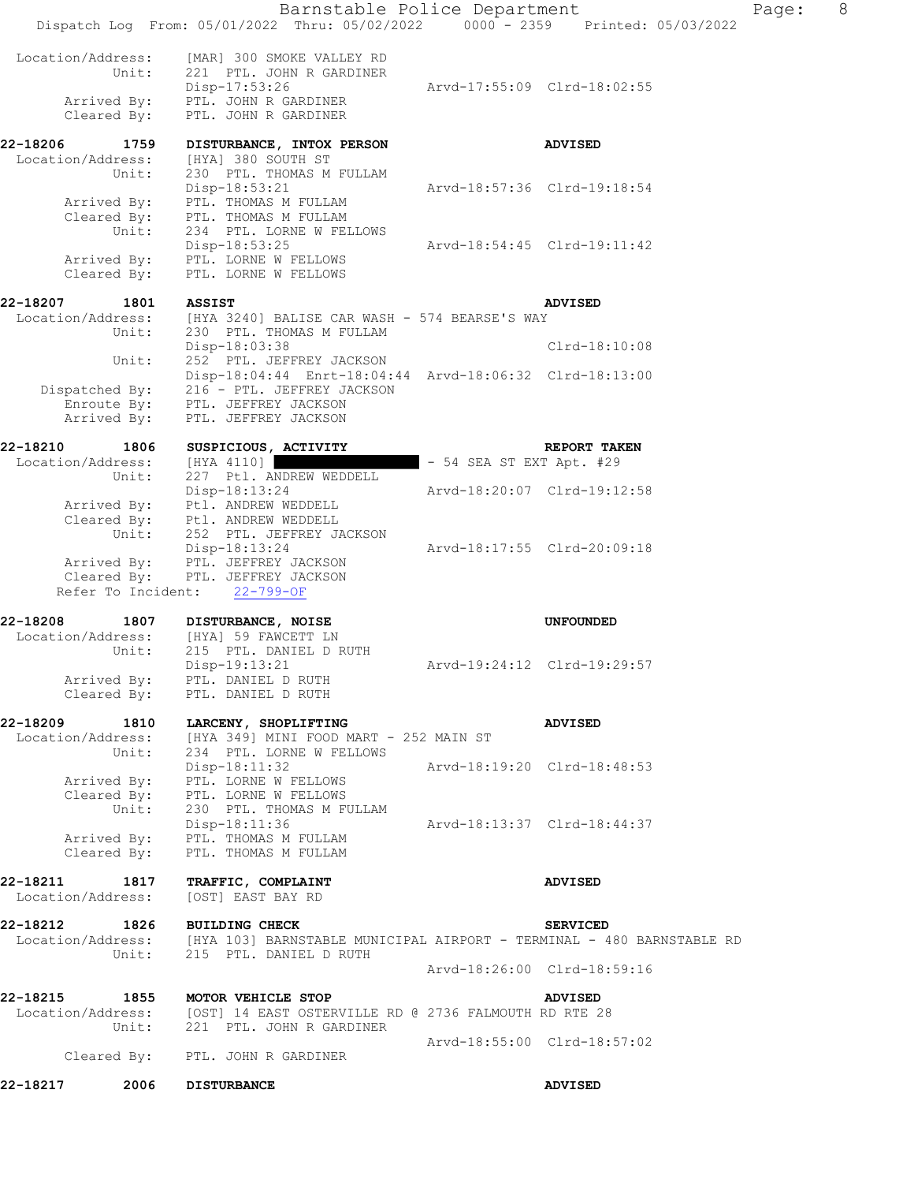Location/Address: [MAR] 300 SMOKE VALLEY RD
Unit: 221 PTL. JOHN R GARDINER
Disp-17:53:26 Arvd-17:55:09 Clrd-18:02:55
Arrived By: PTL. JOHN R GARDINER
Cleared By: PTL. JOHN R GARDINER

**22-18206 1759 DISTURBANCE, INTOX PERSON ADVISED**
Location/Address: [HYA] 380 SOUTH ST
Unit: 230 PTL. THOMAS M FULLAM
Disp-18:53:21 Arvd-18:57:36 Clrd-19:18:54
Arrived By: PTL. THOMAS M FULLAM
Cleared By: PTL. THOMAS M FULLAM
Unit: 234 PTL. LORNE W FELLOWS
Disp-18:53:25 Arvd-18:54:45 Clrd-19:11:42
Arrived By: PTL. LORNE W FELLOWS
Cleared By: PTL. LORNE W FELLOWS

**22-18207 1801 ASSIST ADVISED**
Location/Address: [HYA 3240] BALISE CAR WASH - 574 BEARSE'S WAY
Unit: 230 PTL. THOMAS M FULLAM
Disp-18:03:38 Clrd-18:10:08
Unit: 252 PTL. JEFFREY JACKSON
Disp-18:04:44 Enrt-18:04:44 Arvd-18:06:32 Clrd-18:13:00
Dispatched By: 216 - PTL. JEFFREY JACKSON
Enroute By: PTL. JEFFREY JACKSON
Arrived By: PTL. JEFFREY JACKSON

**22-18210 1806 SUSPICIOUS, ACTIVITY REPORT TAKEN**
Location/Address: [HYA 4110] ██████████ - 54 SEA ST EXT Apt. #29
Unit: 227 Ptl. ANDREW WEDDELL
Disp-18:13:24 Arvd-18:20:07 Clrd-19:12:58
Arrived By: Ptl. ANDREW WEDDELL
Cleared By: Ptl. ANDREW WEDDELL
Unit: 252 PTL. JEFFREY JACKSON
Disp-18:13:24 Arvd-18:17:55 Clrd-20:09:18
Arrived By: PTL. JEFFREY JACKSON
Cleared By: PTL. JEFFREY JACKSON
Refer To Incident: 22-799-OF

**22-18208 1807 DISTURBANCE, NOISE UNFOUNDED**
Location/Address: [HYA] 59 FAWCETT LN
Unit: 215 PTL. DANIEL D RUTH
Disp-19:13:21 Arvd-19:24:12 Clrd-19:29:57
Arrived By: PTL. DANIEL D RUTH
Cleared By: PTL. DANIEL D RUTH

**22-18209 1810 LARCENY, SHOPLIFTING ADVISED**
Location/Address: [HYA 349] MINI FOOD MART - 252 MAIN ST
Unit: 234 PTL. LORNE W FELLOWS
Disp-18:11:32 Arvd-18:19:20 Clrd-18:48:53
Arrived By: PTL. LORNE W FELLOWS
Cleared By: PTL. LORNE W FELLOWS
Unit: 230 PTL. THOMAS M FULLAM
Disp-18:11:36 Arvd-18:13:37 Clrd-18:44:37
Arrived By: PTL. THOMAS M FULLAM
Cleared By: PTL. THOMAS M FULLAM

**22-18211 1817 TRAFFIC, COMPLAINT ADVISED**
Location/Address: [OST] EAST BAY RD

**22-18212 1826 BUILDING CHECK SERVICED**
Location/Address: [HYA 103] BARNSTABLE MUNICIPAL AIRPORT - TERMINAL - 480 BARNSTABLE RD
Unit: 215 PTL. DANIEL D RUTH
Arvd-18:26:00 Clrd-18:59:16

**22-18215 1855 MOTOR VEHICLE STOP ADVISED**
Location/Address: [OST] 14 EAST OSTERVILLE RD @ 2736 FALMOUTH RD RTE 28
Unit: 221 PTL. JOHN R GARDINER
Arvd-18:55:00 Clrd-18:57:02
Cleared By: PTL. JOHN R GARDINER

**22-18217 2006 DISTURBANCE ADVISED**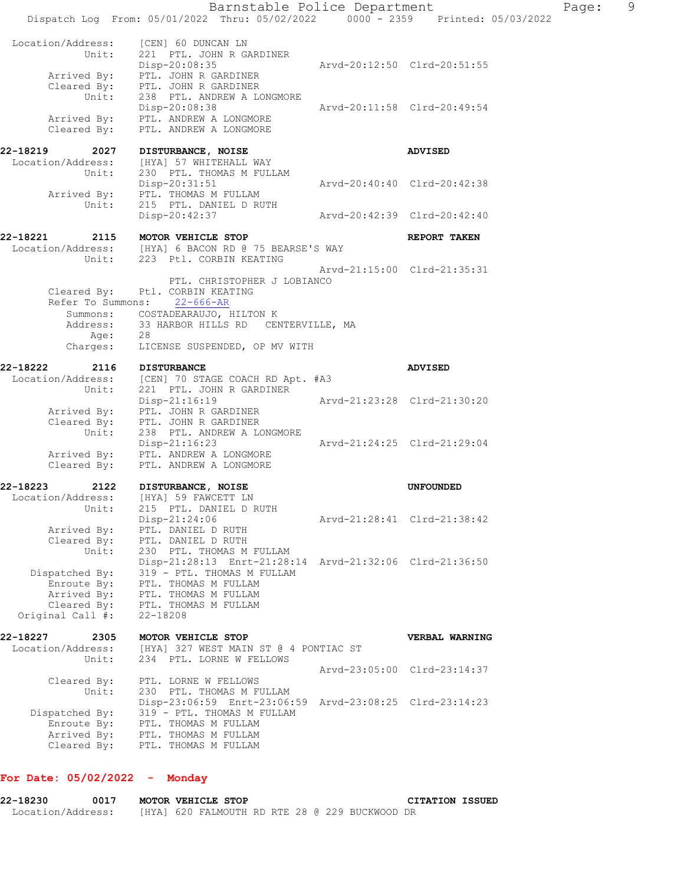```
 Location/Address:    [CEN] 60 DUNCAN LN
            Unit:     221  PTL. JOHN R GARDINER
                      Disp-20:08:35                 Arvd-20:12:50  Clrd-20:51:55
      Arrived By:     PTL. JOHN R GARDINER
      Cleared By:     PTL. JOHN R GARDINER
            Unit:     238  PTL. ANDREW A LONGMORE
                      Disp-20:08:38                 Arvd-20:11:58  Clrd-20:49:54
      Arrived By:     PTL. ANDREW A LONGMORE
      Cleared By:     PTL. ANDREW A LONGMORE

22-18219      2027    DISTURBANCE, NOISE                           ADVISED
 Location/Address:    [HYA] 57 WHITEHALL WAY
            Unit:     230  PTL. THOMAS M FULLAM
                      Disp-20:31:51                 Arvd-20:40:40  Clrd-20:42:38
      Arrived By:     PTL. THOMAS M FULLAM
            Unit:     215  PTL. DANIEL D RUTH
                      Disp-20:42:37                 Arvd-20:42:39  Clrd-20:42:40

22-18221      2115    MOTOR VEHICLE STOP                           REPORT TAKEN
 Location/Address:    [HYA] 6 BACON RD @ 75 BEARSE'S WAY
            Unit:     223  Ptl. CORBIN KEATING
                                                    Arvd-21:15:00  Clrd-21:35:31
                            PTL. CHRISTOPHER J LOBIANCO
      Cleared By:     Ptl. CORBIN KEATING
      Refer To Summons:    22-666-AR
         Summons:     COSTADEARAUJO, HILTON K
         Address:     33 HARBOR HILLS RD   CENTERVILLE, MA
             Age:     28
         Charges:     LICENSE SUSPENDED, OP MV WITH

22-18222      2116    DISTURBANCE                                  ADVISED
 Location/Address:    [CEN] 70 STAGE COACH RD Apt. #A3
            Unit:     221  PTL. JOHN R GARDINER
                      Disp-21:16:19                 Arvd-21:23:28  Clrd-21:30:20
      Arrived By:     PTL. JOHN R GARDINER
      Cleared By:     PTL. JOHN R GARDINER
            Unit:     238  PTL. ANDREW A LONGMORE
                      Disp-21:16:23                 Arvd-21:24:25  Clrd-21:29:04
      Arrived By:     PTL. ANDREW A LONGMORE
      Cleared By:     PTL. ANDREW A LONGMORE

22-18223      2122    DISTURBANCE, NOISE                           UNFOUNDED
 Location/Address:    [HYA] 59 FAWCETT LN
            Unit:     215  PTL. DANIEL D RUTH
                      Disp-21:24:06                 Arvd-21:28:41  Clrd-21:38:42
      Arrived By:     PTL. DANIEL D RUTH
      Cleared By:     PTL. DANIEL D RUTH
            Unit:     230  PTL. THOMAS M FULLAM
                      Disp-21:28:13  Enrt-21:28:14  Arvd-21:32:06  Clrd-21:36:50
   Dispatched By:     319 - PTL. THOMAS M FULLAM
       Enroute By:    PTL. THOMAS M FULLAM
      Arrived By:     PTL. THOMAS M FULLAM
      Cleared By:     PTL. THOMAS M FULLAM
  Original Call #:    22-18208

22-18227      2305    MOTOR VEHICLE STOP                           VERBAL WARNING
 Location/Address:    [HYA] 327 WEST MAIN ST @ 4 PONTIAC ST
            Unit:     234  PTL. LORNE W FELLOWS
                                                    Arvd-23:05:00  Clrd-23:14:37
      Cleared By:     PTL. LORNE W FELLOWS
            Unit:     230  PTL. THOMAS M FULLAM
                      Disp-23:06:59  Enrt-23:06:59  Arvd-23:08:25  Clrd-23:14:23
   Dispatched By:     319 - PTL. THOMAS M FULLAM
       Enroute By:    PTL. THOMAS M FULLAM
      Arrived By:     PTL. THOMAS M FULLAM
      Cleared By:     PTL. THOMAS M FULLAM
```

**For Date: 05/02/2022 - Monday**

```
22-18230      0017    MOTOR VEHICLE STOP                           CITATION ISSUED
 Location/Address:    [HYA] 620 FALMOUTH RD RTE 28 @ 229 BUCKWOOD DR
```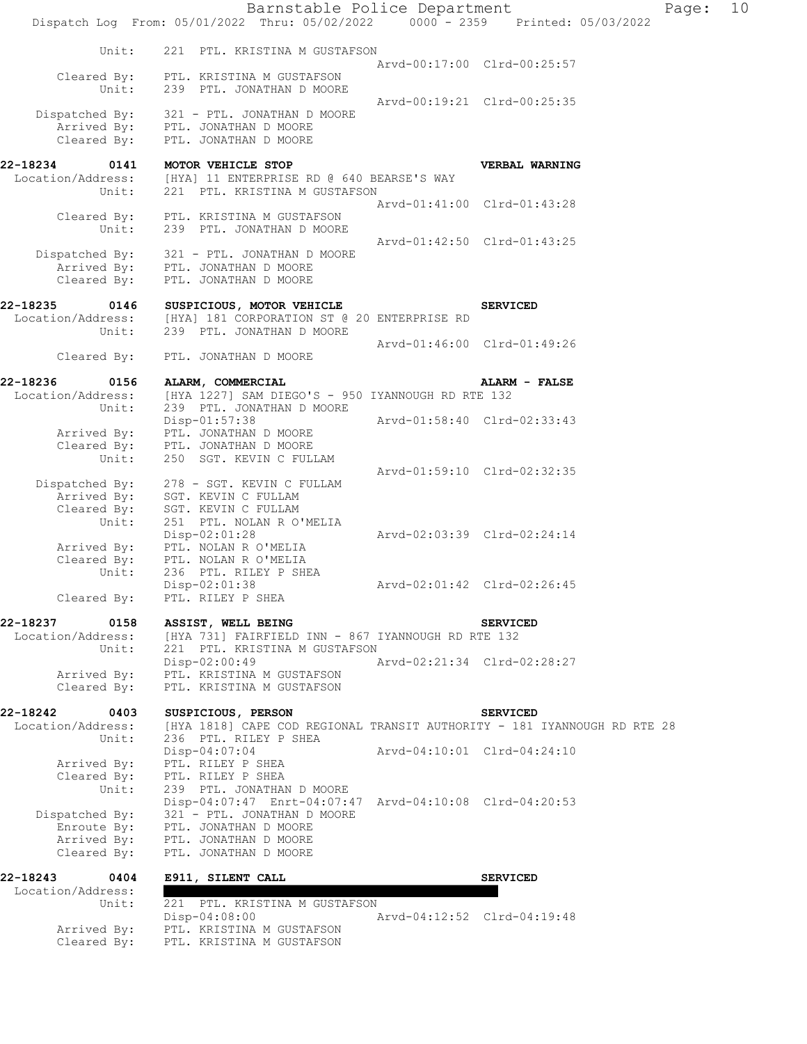```
          Unit:    221  PTL. KRISTINA M GUSTAFSON
                                                   Arvd-00:17:00  Clrd-00:25:57
    Cleared By:    PTL. KRISTINA M GUSTAFSON
          Unit:    239  PTL. JONATHAN D MOORE
                                                   Arvd-00:19:21  Clrd-00:25:35
 Dispatched By:    321 - PTL. JONATHAN D MOORE
    Arrived By:    PTL. JONATHAN D MOORE
    Cleared By:    PTL. JONATHAN D MOORE

22-18234     0141  MOTOR VEHICLE STOP                               VERBAL WARNING
 Location/Address:  [HYA] 11 ENTERPRISE RD @ 640 BEARSE'S WAY
          Unit:    221  PTL. KRISTINA M GUSTAFSON
                                                   Arvd-01:41:00  Clrd-01:43:28
    Cleared By:    PTL. KRISTINA M GUSTAFSON
          Unit:    239  PTL. JONATHAN D MOORE
                                                   Arvd-01:42:50  Clrd-01:43:25
 Dispatched By:    321 - PTL. JONATHAN D MOORE
    Arrived By:    PTL. JONATHAN D MOORE
    Cleared By:    PTL. JONATHAN D MOORE

22-18235     0146  SUSPICIOUS, MOTOR VEHICLE                        SERVICED
 Location/Address:  [HYA] 181 CORPORATION ST @ 20 ENTERPRISE RD
          Unit:    239  PTL. JONATHAN D MOORE
                                                   Arvd-01:46:00  Clrd-01:49:26
    Cleared By:    PTL. JONATHAN D MOORE

22-18236     0156  ALARM, COMMERCIAL                                ALARM - FALSE
 Location/Address:  [HYA 1227] SAM DIEGO'S - 950 IYANNOUGH RD RTE 132
          Unit:    239  PTL. JONATHAN D MOORE
                   Disp-01:57:38                   Arvd-01:58:40  Clrd-02:33:43
    Arrived By:    PTL. JONATHAN D MOORE
    Cleared By:    PTL. JONATHAN D MOORE
          Unit:    250  SGT. KEVIN C FULLAM
                                                   Arvd-01:59:10  Clrd-02:32:35
 Dispatched By:    278 - SGT. KEVIN C FULLAM
    Arrived By:    SGT. KEVIN C FULLAM
    Cleared By:    SGT. KEVIN C FULLAM
          Unit:    251  PTL. NOLAN R O'MELIA
                   Disp-02:01:28                   Arvd-02:03:39  Clrd-02:24:14
    Arrived By:    PTL. NOLAN R O'MELIA
    Cleared By:    PTL. NOLAN R O'MELIA
          Unit:    236  PTL. RILEY P SHEA
                   Disp-02:01:38                   Arvd-02:01:42  Clrd-02:26:45
    Cleared By:    PTL. RILEY P SHEA

22-18237     0158  ASSIST, WELL BEING                               SERVICED
 Location/Address:  [HYA 731] FAIRFIELD INN - 867 IYANNOUGH RD RTE 132
          Unit:    221  PTL. KRISTINA M GUSTAFSON
                   Disp-02:00:49                   Arvd-02:21:34  Clrd-02:28:27
    Arrived By:    PTL. KRISTINA M GUSTAFSON
    Cleared By:    PTL. KRISTINA M GUSTAFSON

22-18242     0403  SUSPICIOUS, PERSON                               SERVICED
 Location/Address:  [HYA 1818] CAPE COD REGIONAL TRANSIT AUTHORITY - 181 IYANNOUGH RD RTE 28
          Unit:    236  PTL. RILEY P SHEA
                   Disp-04:07:04                   Arvd-04:10:01  Clrd-04:24:10
    Arrived By:    PTL. RILEY P SHEA
    Cleared By:    PTL. RILEY P SHEA
          Unit:    239  PTL. JONATHAN D MOORE
                   Disp-04:07:47  Enrt-04:07:47  Arvd-04:10:08  Clrd-04:20:53
 Dispatched By:    321 - PTL. JONATHAN D MOORE
    Enroute By:    PTL. JONATHAN D MOORE
    Arrived By:    PTL. JONATHAN D MOORE
    Cleared By:    PTL. JONATHAN D MOORE

22-18243     0404  E911, SILENT CALL                                SERVICED
 Location/Address:  
          Unit:    221  PTL. KRISTINA M GUSTAFSON
                   Disp-04:08:00                   Arvd-04:12:52  Clrd-04:19:48
    Arrived By:    PTL. KRISTINA M GUSTAFSON
    Cleared By:    PTL. KRISTINA M GUSTAFSON
```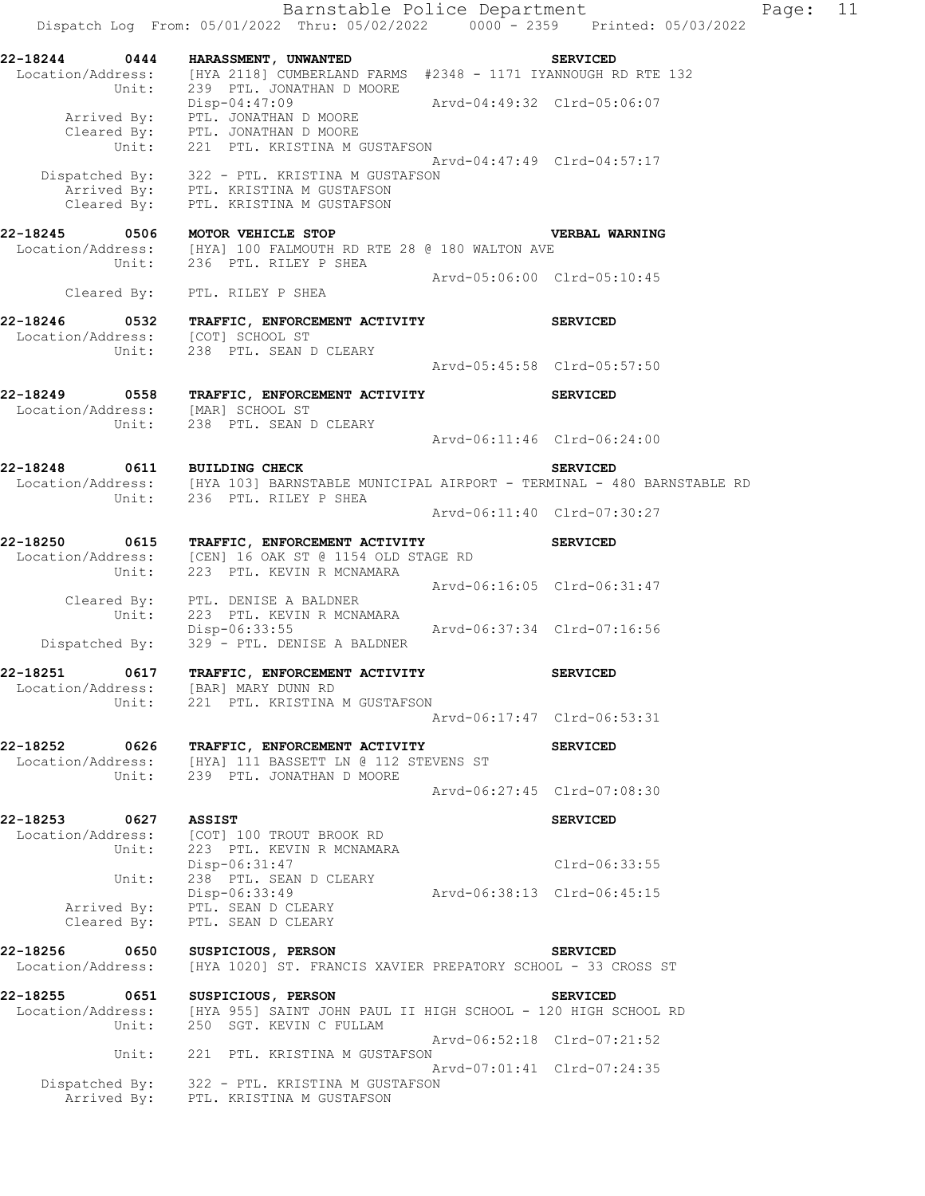**22-18244 0444 HARASSMENT, UNWANTED** SERVICED
Location/Address: [HYA 2118] CUMBERLAND FARMS #2348 - 1171 IYANNOUGH RD RTE 132
Unit: 239 PTL. JONATHAN D MOORE
Disp-04:47:09 Arvd-04:49:32 Clrd-05:06:07
Arrived By: PTL. JONATHAN D MOORE
Cleared By: PTL. JONATHAN D MOORE
Unit: 221 PTL. KRISTINA M GUSTAFSON
Arvd-04:47:49 Clrd-04:57:17
Dispatched By: 322 - PTL. KRISTINA M GUSTAFSON
Arrived By: PTL. KRISTINA M GUSTAFSON
Cleared By: PTL. KRISTINA M GUSTAFSON

**22-18245 0506 MOTOR VEHICLE STOP** VERBAL WARNING
Location/Address: [HYA] 100 FALMOUTH RD RTE 28 @ 180 WALTON AVE
Unit: 236 PTL. RILEY P SHEA
Arvd-05:06:00 Clrd-05:10:45
Cleared By: PTL. RILEY P SHEA

**22-18246 0532 TRAFFIC, ENFORCEMENT ACTIVITY** SERVICED
Location/Address: [COT] SCHOOL ST
Unit: 238 PTL. SEAN D CLEARY
Arvd-05:45:58 Clrd-05:57:50

**22-18249 0558 TRAFFIC, ENFORCEMENT ACTIVITY** SERVICED
Location/Address: [MAR] SCHOOL ST
Unit: 238 PTL. SEAN D CLEARY
Arvd-06:11:46 Clrd-06:24:00

**22-18248 0611 BUILDING CHECK** SERVICED
Location/Address: [HYA 103] BARNSTABLE MUNICIPAL AIRPORT - TERMINAL - 480 BARNSTABLE RD
Unit: 236 PTL. RILEY P SHEA
Arvd-06:11:40 Clrd-07:30:27

**22-18250 0615 TRAFFIC, ENFORCEMENT ACTIVITY** SERVICED
Location/Address: [CEN] 16 OAK ST @ 1154 OLD STAGE RD
Unit: 223 PTL. KEVIN R MCNAMARA
Arvd-06:16:05 Clrd-06:31:47
Cleared By: PTL. DENISE A BALDNER
Unit: 223 PTL. KEVIN R MCNAMARA
Disp-06:33:55 Arvd-06:37:34 Clrd-07:16:56
Dispatched By: 329 - PTL. DENISE A BALDNER

**22-18251 0617 TRAFFIC, ENFORCEMENT ACTIVITY** SERVICED
Location/Address: [BAR] MARY DUNN RD
Unit: 221 PTL. KRISTINA M GUSTAFSON
Arvd-06:17:47 Clrd-06:53:31

**22-18252 0626 TRAFFIC, ENFORCEMENT ACTIVITY** SERVICED
Location/Address: [HYA] 111 BASSETT LN @ 112 STEVENS ST
Unit: 239 PTL. JONATHAN D MOORE
Arvd-06:27:45 Clrd-07:08:30

**22-18253 0627 ASSIST** SERVICED
Location/Address: [COT] 100 TROUT BROOK RD
Unit: 223 PTL. KEVIN R MCNAMARA
Disp-06:31:47 Clrd-06:33:55
Unit: 238 PTL. SEAN D CLEARY
Disp-06:33:49 Arvd-06:38:13 Clrd-06:45:15
Arrived By: PTL. SEAN D CLEARY
Cleared By: PTL. SEAN D CLEARY

**22-18256 0650 SUSPICIOUS, PERSON** SERVICED
Location/Address: [HYA 1020] ST. FRANCIS XAVIER PREPATORY SCHOOL - 33 CROSS ST

**22-18255 0651 SUSPICIOUS, PERSON** SERVICED
Location/Address: [HYA 955] SAINT JOHN PAUL II HIGH SCHOOL - 120 HIGH SCHOOL RD
Unit: 250 SGT. KEVIN C FULLAM
Arvd-06:52:18 Clrd-07:21:52
Unit: 221 PTL. KRISTINA M GUSTAFSON
Arvd-07:01:41 Clrd-07:24:35
Dispatched By: 322 - PTL. KRISTINA M GUSTAFSON
Arrived By: PTL. KRISTINA M GUSTAFSON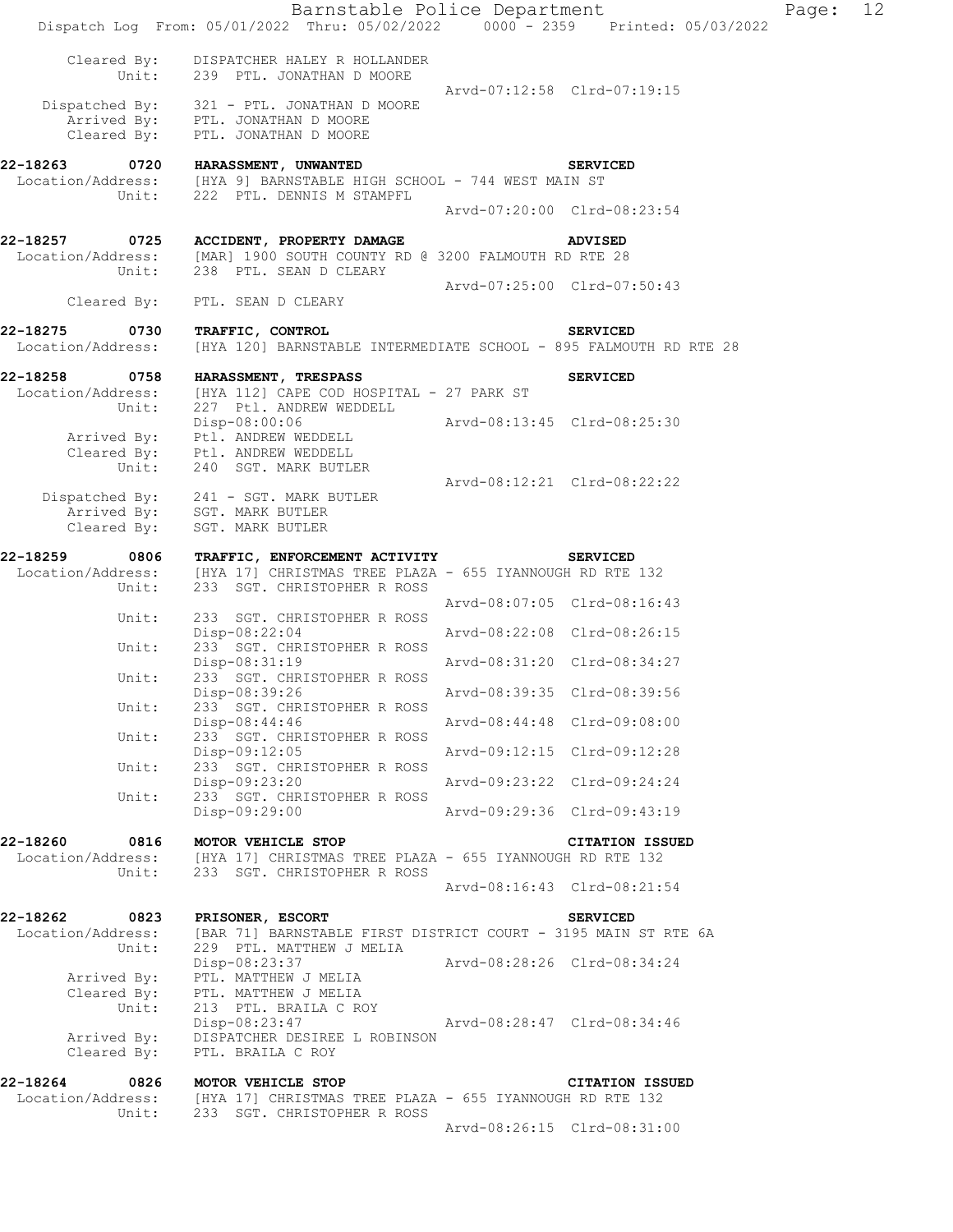```
        Cleared By:    DISPATCHER HALEY R HOLLANDER
             Unit:    239  PTL. JONATHAN D MOORE
                                                      Arvd-07:12:58  Clrd-07:19:15
    Dispatched By:    321 - PTL. JONATHAN D MOORE
       Arrived By:    PTL. JONATHAN D MOORE
       Cleared By:    PTL. JONATHAN D MOORE

22-18263      0720    HARASSMENT, UNWANTED                           SERVICED
 Location/Address:    [HYA 9] BARNSTABLE HIGH SCHOOL - 744 WEST MAIN ST
             Unit:    222  PTL. DENNIS M STAMPFL
                                                      Arvd-07:20:00  Clrd-08:23:54

22-18257      0725    ACCIDENT, PROPERTY DAMAGE                      ADVISED
 Location/Address:    [MAR] 1900 SOUTH COUNTY RD @ 3200 FALMOUTH RD RTE 28
             Unit:    238  PTL. SEAN D CLEARY
                                                      Arvd-07:25:00  Clrd-07:50:43
       Cleared By:    PTL. SEAN D CLEARY

22-18275      0730    TRAFFIC, CONTROL                               SERVICED
 Location/Address:    [HYA 120] BARNSTABLE INTERMEDIATE SCHOOL - 895 FALMOUTH RD RTE 28

22-18258      0758    HARASSMENT, TRESPASS                           SERVICED
 Location/Address:    [HYA 112] CAPE COD HOSPITAL - 27 PARK ST
             Unit:    227  Ptl. ANDREW WEDDELL
                      Disp-08:00:06                   Arvd-08:13:45  Clrd-08:25:30
       Arrived By:    Ptl. ANDREW WEDDELL
       Cleared By:    Ptl. ANDREW WEDDELL
             Unit:    240  SGT. MARK BUTLER
                                                      Arvd-08:12:21  Clrd-08:22:22
    Dispatched By:    241 - SGT. MARK BUTLER
       Arrived By:    SGT. MARK BUTLER
       Cleared By:    SGT. MARK BUTLER

22-18259      0806    TRAFFIC, ENFORCEMENT ACTIVITY                  SERVICED
 Location/Address:    [HYA 17] CHRISTMAS TREE PLAZA - 655 IYANNOUGH RD RTE 132
             Unit:    233  SGT. CHRISTOPHER R ROSS
                                                      Arvd-08:07:05  Clrd-08:16:43
             Unit:    233  SGT. CHRISTOPHER R ROSS
                      Disp-08:22:04                   Arvd-08:22:08  Clrd-08:26:15
             Unit:    233  SGT. CHRISTOPHER R ROSS
                      Disp-08:31:19                   Arvd-08:31:20  Clrd-08:34:27
             Unit:    233  SGT. CHRISTOPHER R ROSS
                      Disp-08:39:26                   Arvd-08:39:35  Clrd-08:39:56
             Unit:    233  SGT. CHRISTOPHER R ROSS
                      Disp-08:44:46                   Arvd-08:44:48  Clrd-09:08:00
             Unit:    233  SGT. CHRISTOPHER R ROSS
                      Disp-09:12:05                   Arvd-09:12:15  Clrd-09:12:28
             Unit:    233  SGT. CHRISTOPHER R ROSS
                      Disp-09:23:20                   Arvd-09:23:22  Clrd-09:24:24
             Unit:    233  SGT. CHRISTOPHER R ROSS
                      Disp-09:29:00                   Arvd-09:29:36  Clrd-09:43:19

22-18260      0816    MOTOR VEHICLE STOP                             CITATION ISSUED
 Location/Address:    [HYA 17] CHRISTMAS TREE PLAZA - 655 IYANNOUGH RD RTE 132
             Unit:    233  SGT. CHRISTOPHER R ROSS
                                                      Arvd-08:16:43  Clrd-08:21:54

22-18262      0823    PRISONER, ESCORT                               SERVICED
 Location/Address:    [BAR 71] BARNSTABLE FIRST DISTRICT COURT - 3195 MAIN ST RTE 6A
             Unit:    229  PTL. MATTHEW J MELIA
                      Disp-08:23:37                   Arvd-08:28:26  Clrd-08:34:24
       Arrived By:    PTL. MATTHEW J MELIA
       Cleared By:    PTL. MATTHEW J MELIA
             Unit:    213  PTL. BRAILA C ROY
                      Disp-08:23:47                   Arvd-08:28:47  Clrd-08:34:46
       Arrived By:    DISPATCHER DESIREE L ROBINSON
       Cleared By:    PTL. BRAILA C ROY

22-18264      0826    MOTOR VEHICLE STOP                             CITATION ISSUED
 Location/Address:    [HYA 17] CHRISTMAS TREE PLAZA - 655 IYANNOUGH RD RTE 132
             Unit:    233  SGT. CHRISTOPHER R ROSS
                                                      Arvd-08:26:15  Clrd-08:31:00
```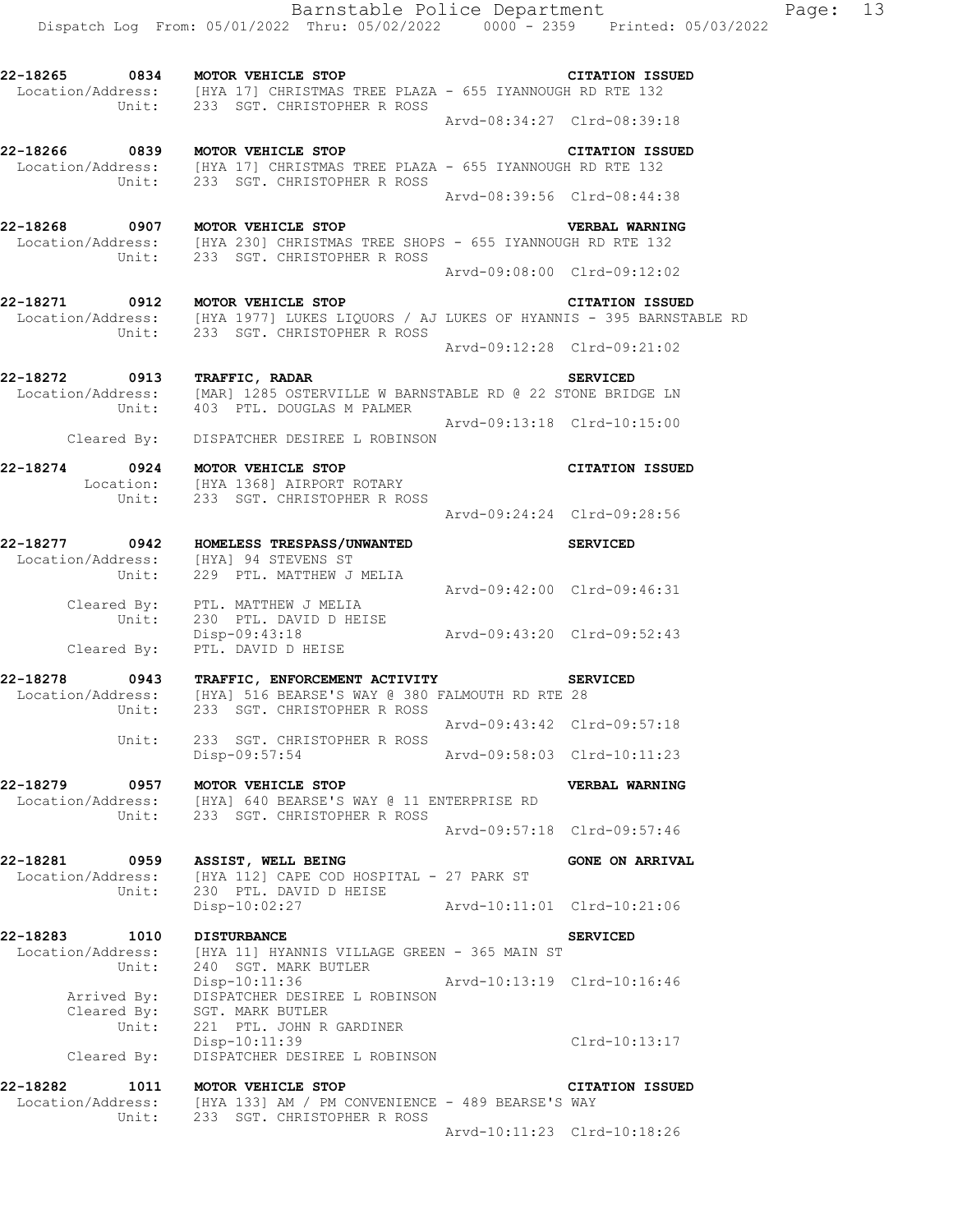**22-18265 0834 MOTOR VEHICLE STOP** **CITATION ISSUED**
Location/Address: [HYA 17] CHRISTMAS TREE PLAZA - 655 IYANNOUGH RD RTE 132
Unit: 233 SGT. CHRISTOPHER R ROSS
Arvd-08:34:27 Clrd-08:39:18

**22-18266 0839 MOTOR VEHICLE STOP** **CITATION ISSUED**
Location/Address: [HYA 17] CHRISTMAS TREE PLAZA - 655 IYANNOUGH RD RTE 132
Unit: 233 SGT. CHRISTOPHER R ROSS
Arvd-08:39:56 Clrd-08:44:38

**22-18268 0907 MOTOR VEHICLE STOP** **VERBAL WARNING**
Location/Address: [HYA 230] CHRISTMAS TREE SHOPS - 655 IYANNOUGH RD RTE 132
Unit: 233 SGT. CHRISTOPHER R ROSS
Arvd-09:08:00 Clrd-09:12:02

**22-18271 0912 MOTOR VEHICLE STOP** **CITATION ISSUED**
Location/Address: [HYA 1977] LUKES LIQUORS / AJ LUKES OF HYANNIS - 395 BARNSTABLE RD
Unit: 233 SGT. CHRISTOPHER R ROSS
Arvd-09:12:28 Clrd-09:21:02

**22-18272 0913 TRAFFIC, RADAR** **SERVICED**
Location/Address: [MAR] 1285 OSTERVILLE W BARNSTABLE RD @ 22 STONE BRIDGE LN
Unit: 403 PTL. DOUGLAS M PALMER
Arvd-09:13:18 Clrd-10:15:00
Cleared By: DISPATCHER DESIREE L ROBINSON

**22-18274 0924 MOTOR VEHICLE STOP** **CITATION ISSUED**
Location: [HYA 1368] AIRPORT ROTARY
Unit: 233 SGT. CHRISTOPHER R ROSS
Arvd-09:24:24 Clrd-09:28:56

**22-18277 0942 HOMELESS TRESPASS/UNWANTED** **SERVICED**
Location/Address: [HYA] 94 STEVENS ST
Unit: 229 PTL. MATTHEW J MELIA
Arvd-09:42:00 Clrd-09:46:31
Cleared By: PTL. MATTHEW J MELIA
Unit: 230 PTL. DAVID D HEISE
Disp-09:43:18 Arvd-09:43:20 Clrd-09:52:43
Cleared By: PTL. DAVID D HEISE

**22-18278 0943 TRAFFIC, ENFORCEMENT ACTIVITY** **SERVICED**
Location/Address: [HYA] 516 BEARSE'S WAY @ 380 FALMOUTH RD RTE 28
Unit: 233 SGT. CHRISTOPHER R ROSS
Arvd-09:43:42 Clrd-09:57:18
Unit: 233 SGT. CHRISTOPHER R ROSS
Disp-09:57:54 Arvd-09:58:03 Clrd-10:11:23

**22-18279 0957 MOTOR VEHICLE STOP** **VERBAL WARNING**
Location/Address: [HYA] 640 BEARSE'S WAY @ 11 ENTERPRISE RD
Unit: 233 SGT. CHRISTOPHER R ROSS
Arvd-09:57:18 Clrd-09:57:46

**22-18281 0959 ASSIST, WELL BEING** **GONE ON ARRIVAL**
Location/Address: [HYA 112] CAPE COD HOSPITAL - 27 PARK ST
Unit: 230 PTL. DAVID D HEISE
Disp-10:02:27 Arvd-10:11:01 Clrd-10:21:06

**22-18283 1010 DISTURBANCE** **SERVICED**
Location/Address: [HYA 11] HYANNIS VILLAGE GREEN - 365 MAIN ST
Unit: 240 SGT. MARK BUTLER
Disp-10:11:36 Arvd-10:13:19 Clrd-10:16:46
Arrived By: DISPATCHER DESIREE L ROBINSON
Cleared By: SGT. MARK BUTLER
Unit: 221 PTL. JOHN R GARDINER
Disp-10:11:39 Clrd-10:13:17
Cleared By: DISPATCHER DESIREE L ROBINSON

**22-18282 1011 MOTOR VEHICLE STOP** **CITATION ISSUED**
Location/Address: [HYA 133] AM / PM CONVENIENCE - 489 BEARSE'S WAY
Unit: 233 SGT. CHRISTOPHER R ROSS
Arvd-10:11:23 Clrd-10:18:26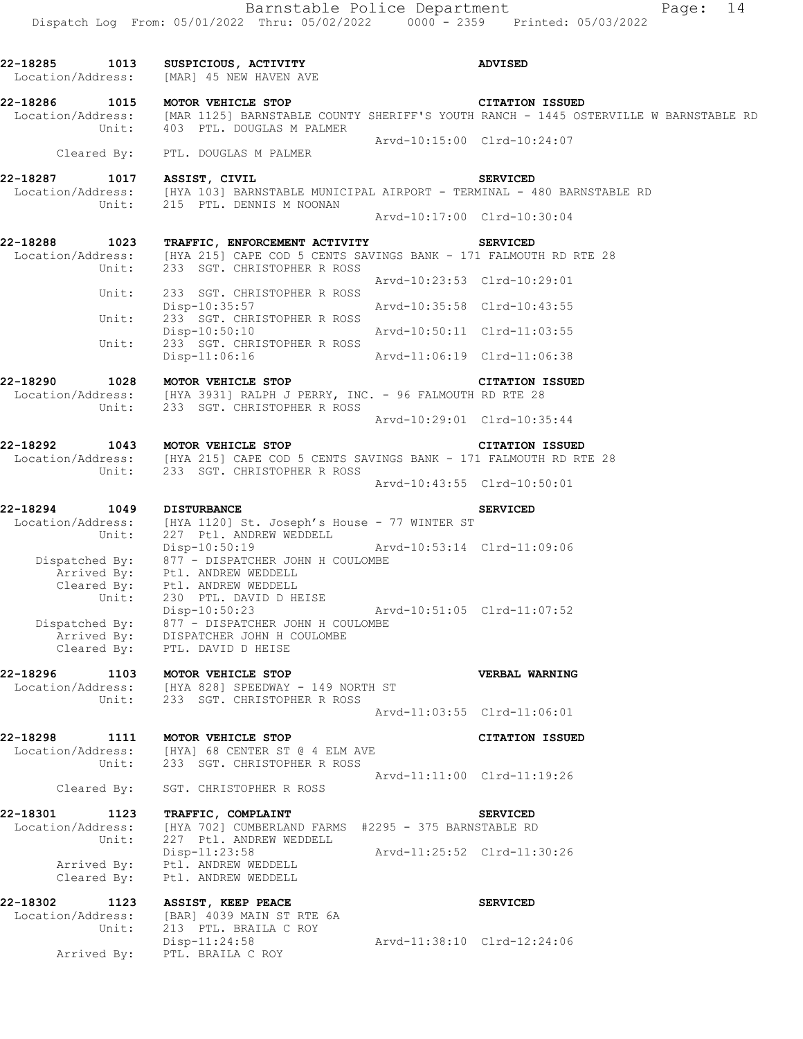```
22-18285      1013   SUSPICIOUS, ACTIVITY                              ADVISED
 Location/Address:   [MAR] 45 NEW HAVEN AVE

22-18286      1015   MOTOR VEHICLE STOP                                CITATION ISSUED
 Location/Address:   [MAR 1125] BARNSTABLE COUNTY SHERIFF'S YOUTH RANCH - 1445 OSTERVILLE W BARNSTABLE RD
            Unit:    403  PTL. DOUGLAS M PALMER
                                                    Arvd-10:15:00  Clrd-10:24:07
      Cleared By:    PTL. DOUGLAS M PALMER

22-18287      1017   ASSIST, CIVIL                                     SERVICED
 Location/Address:   [HYA 103] BARNSTABLE MUNICIPAL AIRPORT - TERMINAL - 480 BARNSTABLE RD
            Unit:    215  PTL. DENNIS M NOONAN
                                                    Arvd-10:17:00  Clrd-10:30:04

22-18288      1023   TRAFFIC, ENFORCEMENT ACTIVITY                     SERVICED
 Location/Address:   [HYA 215] CAPE COD 5 CENTS SAVINGS BANK - 171 FALMOUTH RD RTE 28
            Unit:    233  SGT. CHRISTOPHER R ROSS
                                                    Arvd-10:23:53  Clrd-10:29:01
            Unit:    233  SGT. CHRISTOPHER R ROSS
                     Disp-10:35:57                  Arvd-10:35:58  Clrd-10:43:55
            Unit:    233  SGT. CHRISTOPHER R ROSS
                     Disp-10:50:10                  Arvd-10:50:11  Clrd-11:03:55
            Unit:    233  SGT. CHRISTOPHER R ROSS
                     Disp-11:06:16                  Arvd-11:06:19  Clrd-11:06:38

22-18290      1028   MOTOR VEHICLE STOP                                CITATION ISSUED
 Location/Address:   [HYA 3931] RALPH J PERRY, INC. - 96 FALMOUTH RD RTE 28
            Unit:    233  SGT. CHRISTOPHER R ROSS
                                                    Arvd-10:29:01  Clrd-10:35:44

22-18292      1043   MOTOR VEHICLE STOP                                CITATION ISSUED
 Location/Address:   [HYA 215] CAPE COD 5 CENTS SAVINGS BANK - 171 FALMOUTH RD RTE 28
            Unit:    233  SGT. CHRISTOPHER R ROSS
                                                    Arvd-10:43:55  Clrd-10:50:01

22-18294      1049   DISTURBANCE                                       SERVICED
 Location/Address:   [HYA 1120] St. Joseph's House - 77 WINTER ST
            Unit:    227  Ptl. ANDREW WEDDELL
                     Disp-10:50:19                  Arvd-10:53:14  Clrd-11:09:06
   Dispatched By:    877 - DISPATCHER JOHN H COULOMBE
      Arrived By:    Ptl. ANDREW WEDDELL
      Cleared By:    Ptl. ANDREW WEDDELL
            Unit:    230  PTL. DAVID D HEISE
                     Disp-10:50:23                  Arvd-10:51:05  Clrd-11:07:52
   Dispatched By:    877 - DISPATCHER JOHN H COULOMBE
      Arrived By:    DISPATCHER JOHN H COULOMBE
      Cleared By:    PTL. DAVID D HEISE

22-18296      1103   MOTOR VEHICLE STOP                                VERBAL WARNING
 Location/Address:   [HYA 828] SPEEDWAY - 149 NORTH ST
            Unit:    233  SGT. CHRISTOPHER R ROSS
                                                    Arvd-11:03:55  Clrd-11:06:01

22-18298      1111   MOTOR VEHICLE STOP                                CITATION ISSUED
 Location/Address:   [HYA] 68 CENTER ST @ 4 ELM AVE
            Unit:    233  SGT. CHRISTOPHER R ROSS
                                                    Arvd-11:11:00  Clrd-11:19:26
      Cleared By:    SGT. CHRISTOPHER R ROSS

22-18301      1123   TRAFFIC, COMPLAINT                                SERVICED
 Location/Address:   [HYA 702] CUMBERLAND FARMS  #2295 - 375 BARNSTABLE RD
            Unit:    227  Ptl. ANDREW WEDDELL
                     Disp-11:23:58                  Arvd-11:25:52  Clrd-11:30:26
      Arrived By:    Ptl. ANDREW WEDDELL
      Cleared By:    Ptl. ANDREW WEDDELL

22-18302      1123   ASSIST, KEEP PEACE                                SERVICED
 Location/Address:   [BAR] 4039 MAIN ST RTE 6A
            Unit:    213  PTL. BRAILA C ROY
                     Disp-11:24:58                  Arvd-11:38:10  Clrd-12:24:06
      Arrived By:    PTL. BRAILA C ROY
```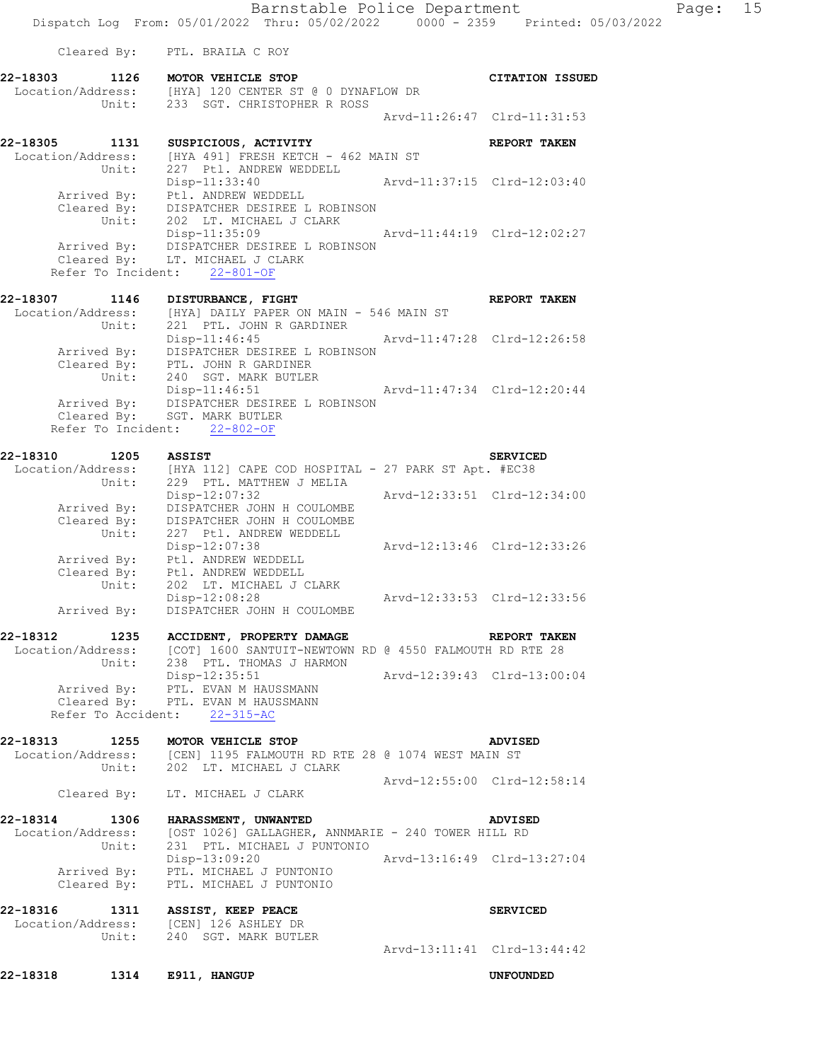Cleared By: PTL. BRAILA C ROY

**22-18303 1126 MOTOR VEHICLE STOP — CITATION ISSUED**
Location/Address: [HYA] 120 CENTER ST @ 0 DYNAFLOW DR
Unit: 233 SGT. CHRISTOPHER R ROSS
Arvd-11:26:47 Clrd-11:31:53

**22-18305 1131 SUSPICIOUS, ACTIVITY — REPORT TAKEN**
Location/Address: [HYA 491] FRESH KETCH - 462 MAIN ST
Unit: 227 Ptl. ANDREW WEDDELL
Disp-11:33:40 Arvd-11:37:15 Clrd-12:03:40
Arrived By: Ptl. ANDREW WEDDELL
Cleared By: DISPATCHER DESIREE L ROBINSON
Unit: 202 LT. MICHAEL J CLARK
Disp-11:35:09 Arvd-11:44:19 Clrd-12:02:27
Arrived By: DISPATCHER DESIREE L ROBINSON
Cleared By: LT. MICHAEL J CLARK
Refer To Incident: 22-801-OF

**22-18307 1146 DISTURBANCE, FIGHT — REPORT TAKEN**
Location/Address: [HYA] DAILY PAPER ON MAIN - 546 MAIN ST
Unit: 221 PTL. JOHN R GARDINER
Disp-11:46:45 Arvd-11:47:28 Clrd-12:26:58
Arrived By: DISPATCHER DESIREE L ROBINSON
Cleared By: PTL. JOHN R GARDINER
Unit: 240 SGT. MARK BUTLER
Disp-11:46:51 Arvd-11:47:34 Clrd-12:20:44
Arrived By: DISPATCHER DESIREE L ROBINSON
Cleared By: SGT. MARK BUTLER
Refer To Incident: 22-802-OF

**22-18310 1205 ASSIST — SERVICED**
Location/Address: [HYA 112] CAPE COD HOSPITAL - 27 PARK ST Apt. #EC38
Unit: 229 PTL. MATTHEW J MELIA
Disp-12:07:32 Arvd-12:33:51 Clrd-12:34:00
Arrived By: DISPATCHER JOHN H COULOMBE
Cleared By: DISPATCHER JOHN H COULOMBE
Unit: 227 Ptl. ANDREW WEDDELL
Disp-12:07:38 Arvd-12:13:46 Clrd-12:33:26
Arrived By: Ptl. ANDREW WEDDELL
Cleared By: Ptl. ANDREW WEDDELL
Unit: 202 LT. MICHAEL J CLARK
Disp-12:08:28 Arvd-12:33:53 Clrd-12:33:56
Arrived By: DISPATCHER JOHN H COULOMBE

**22-18312 1235 ACCIDENT, PROPERTY DAMAGE — REPORT TAKEN**
Location/Address: [COT] 1600 SANTUIT-NEWTOWN RD @ 4550 FALMOUTH RD RTE 28
Unit: 238 PTL. THOMAS J HARMON
Disp-12:35:51 Arvd-12:39:43 Clrd-13:00:04
Arrived By: PTL. EVAN M HAUSSMANN
Cleared By: PTL. EVAN M HAUSSMANN
Refer To Accident: 22-315-AC

**22-18313 1255 MOTOR VEHICLE STOP — ADVISED**
Location/Address: [CEN] 1195 FALMOUTH RD RTE 28 @ 1074 WEST MAIN ST
Unit: 202 LT. MICHAEL J CLARK
Arvd-12:55:00 Clrd-12:58:14
Cleared By: LT. MICHAEL J CLARK

**22-18314 1306 HARASSMENT, UNWANTED — ADVISED**
Location/Address: [OST 1026] GALLAGHER, ANNMARIE - 240 TOWER HILL RD
Unit: 231 PTL. MICHAEL J PUNTONIO
Disp-13:09:20 Arvd-13:16:49 Clrd-13:27:04
Arrived By: PTL. MICHAEL J PUNTONIO
Cleared By: PTL. MICHAEL J PUNTONIO

**22-18316 1311 ASSIST, KEEP PEACE — SERVICED**
Location/Address: [CEN] 126 ASHLEY DR
Unit: 240 SGT. MARK BUTLER
Arvd-13:11:41 Clrd-13:44:42

**22-18318 1314 E911, HANGUP — UNFOUNDED**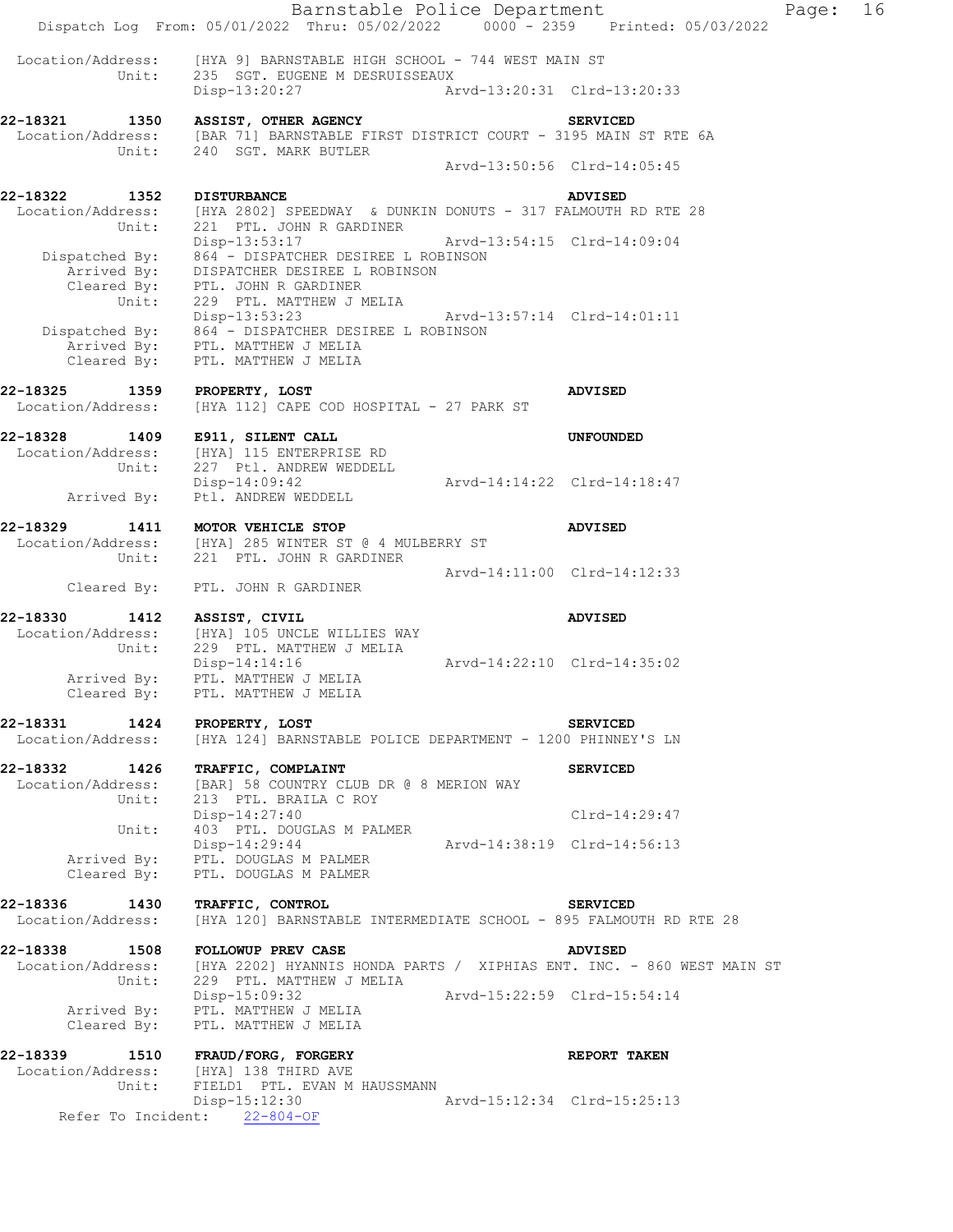```
 Location/Address:    [HYA 9] BARNSTABLE HIGH SCHOOL - 744 WEST MAIN ST
             Unit:    235  SGT. EUGENE M DESRUISSEAUX
                      Disp-13:20:27                Arvd-13:20:31  Clrd-13:20:33

22-18321      1350    ASSIST, OTHER AGENCY                          SERVICED
 Location/Address:    [BAR 71] BARNSTABLE FIRST DISTRICT COURT - 3195 MAIN ST RTE 6A
             Unit:    240  SGT. MARK BUTLER
                                                   Arvd-13:50:56  Clrd-14:05:45

22-18322      1352    DISTURBANCE                                   ADVISED
 Location/Address:    [HYA 2802] SPEEDWAY  & DUNKIN DONUTS - 317 FALMOUTH RD RTE 28
             Unit:    221  PTL. JOHN R GARDINER
                      Disp-13:53:17                Arvd-13:54:15  Clrd-14:09:04
    Dispatched By:    864 - DISPATCHER DESIREE L ROBINSON
       Arrived By:    DISPATCHER DESIREE L ROBINSON
       Cleared By:    PTL. JOHN R GARDINER
             Unit:    229  PTL. MATTHEW J MELIA
                      Disp-13:53:23                Arvd-13:57:14  Clrd-14:01:11
    Dispatched By:    864 - DISPATCHER DESIREE L ROBINSON
       Arrived By:    PTL. MATTHEW J MELIA
       Cleared By:    PTL. MATTHEW J MELIA

22-18325      1359    PROPERTY, LOST                                ADVISED
 Location/Address:    [HYA 112] CAPE COD HOSPITAL - 27 PARK ST

22-18328      1409    E911, SILENT CALL                             UNFOUNDED
 Location/Address:    [HYA] 115 ENTERPRISE RD
             Unit:    227  Ptl. ANDREW WEDDELL
                      Disp-14:09:42                Arvd-14:14:22  Clrd-14:18:47
       Arrived By:    Ptl. ANDREW WEDDELL

22-18329      1411    MOTOR VEHICLE STOP                            ADVISED
 Location/Address:    [HYA] 285 WINTER ST @ 4 MULBERRY ST
             Unit:    221  PTL. JOHN R GARDINER
                                                   Arvd-14:11:00  Clrd-14:12:33
       Cleared By:    PTL. JOHN R GARDINER

22-18330      1412    ASSIST, CIVIL                                 ADVISED
 Location/Address:    [HYA] 105 UNCLE WILLIES WAY
             Unit:    229  PTL. MATTHEW J MELIA
                      Disp-14:14:16                Arvd-14:22:10  Clrd-14:35:02
       Arrived By:    PTL. MATTHEW J MELIA
       Cleared By:    PTL. MATTHEW J MELIA

22-18331      1424    PROPERTY, LOST                                SERVICED
 Location/Address:    [HYA 124] BARNSTABLE POLICE DEPARTMENT - 1200 PHINNEY'S LN

22-18332      1426    TRAFFIC, COMPLAINT                            SERVICED
 Location/Address:    [BAR] 58 COUNTRY CLUB DR @ 8 MERION WAY
             Unit:    213  PTL. BRAILA C ROY
                      Disp-14:27:40                               Clrd-14:29:47
             Unit:    403  PTL. DOUGLAS M PALMER
                      Disp-14:29:44                Arvd-14:38:19  Clrd-14:56:13
       Arrived By:    PTL. DOUGLAS M PALMER
       Cleared By:    PTL. DOUGLAS M PALMER

22-18336      1430    TRAFFIC, CONTROL                              SERVICED
 Location/Address:    [HYA 120] BARNSTABLE INTERMEDIATE SCHOOL - 895 FALMOUTH RD RTE 28

22-18338      1508    FOLLOWUP PREV CASE                            ADVISED
 Location/Address:    [HYA 2202] HYANNIS HONDA PARTS /  XIPHIAS ENT. INC. - 860 WEST MAIN ST
             Unit:    229  PTL. MATTHEW J MELIA
                      Disp-15:09:32                Arvd-15:22:59  Clrd-15:54:14
       Arrived By:    PTL. MATTHEW J MELIA
       Cleared By:    PTL. MATTHEW J MELIA

22-18339      1510    FRAUD/FORG, FORGERY                           REPORT TAKEN
 Location/Address:    [HYA] 138 THIRD AVE
             Unit:    FIELD1  PTL. EVAN M HAUSSMANN
                      Disp-15:12:30                Arvd-15:12:34  Clrd-15:25:13
    Refer To Incident:    22-804-OF
```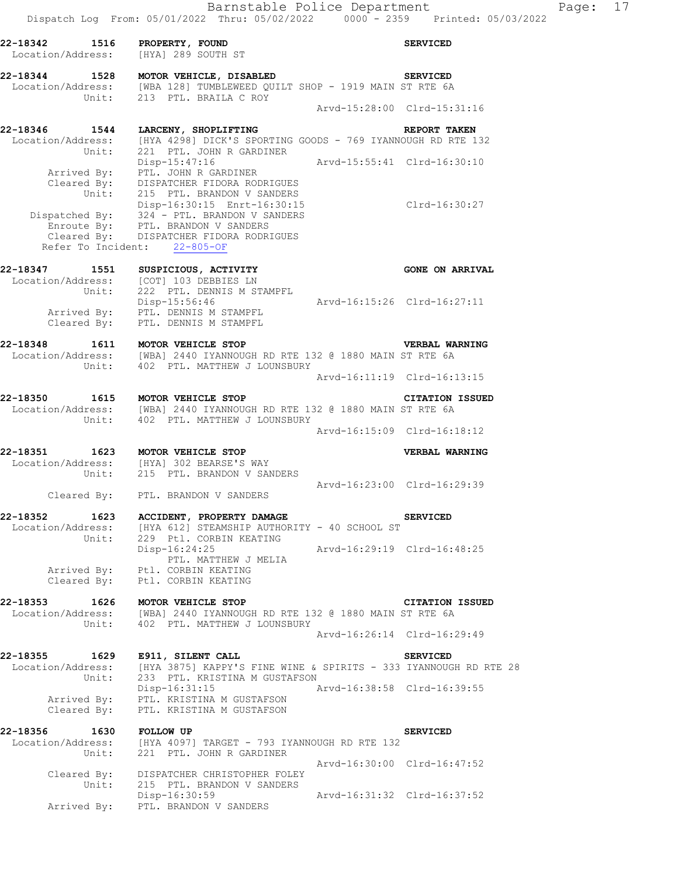**22-18342 1516 PROPERTY, FOUND** — **SERVICED**
Location/Address: [HYA] 289 SOUTH ST

**22-18344 1528 MOTOR VEHICLE, DISABLED** — **SERVICED**
Location/Address: [WBA 128] TUMBLEWEED QUILT SHOP - 1919 MAIN ST RTE 6A
Unit: 213 PTL. BRAILA C ROY
Arvd-15:28:00 Clrd-15:31:16

**22-18346 1544 LARCENY, SHOPLIFTING** — **REPORT TAKEN**
Location/Address: [HYA 4298] DICK'S SPORTING GOODS - 769 IYANNOUGH RD RTE 132
Unit: 221 PTL. JOHN R GARDINER
Disp-15:47:16 Arvd-15:55:41 Clrd-16:30:10
Arrived By: PTL. JOHN R GARDINER
Cleared By: DISPATCHER FIDORA RODRIGUES
Unit: 215 PTL. BRANDON V SANDERS
Disp-16:30:15 Enrt-16:30:15 Clrd-16:30:27
Dispatched By: 324 - PTL. BRANDON V SANDERS
Enroute By: PTL. BRANDON V SANDERS
Cleared By: DISPATCHER FIDORA RODRIGUES
Refer To Incident: 22-805-OF

**22-18347 1551 SUSPICIOUS, ACTIVITY** — **GONE ON ARRIVAL**
Location/Address: [COT] 103 DEBBIES LN
Unit: 222 PTL. DENNIS M STAMPFL
Disp-15:56:46 Arvd-16:15:26 Clrd-16:27:11
Arrived By: PTL. DENNIS M STAMPFL
Cleared By: PTL. DENNIS M STAMPFL

**22-18348 1611 MOTOR VEHICLE STOP** — **VERBAL WARNING**
Location/Address: [WBA] 2440 IYANNOUGH RD RTE 132 @ 1880 MAIN ST RTE 6A
Unit: 402 PTL. MATTHEW J LOUNSBURY
Arvd-16:11:19 Clrd-16:13:15

**22-18350 1615 MOTOR VEHICLE STOP** — **CITATION ISSUED**
Location/Address: [WBA] 2440 IYANNOUGH RD RTE 132 @ 1880 MAIN ST RTE 6A
Unit: 402 PTL. MATTHEW J LOUNSBURY
Arvd-16:15:09 Clrd-16:18:12

**22-18351 1623 MOTOR VEHICLE STOP** — **VERBAL WARNING**
Location/Address: [HYA] 302 BEARSE'S WAY
Unit: 215 PTL. BRANDON V SANDERS
Arvd-16:23:00 Clrd-16:29:39
Cleared By: PTL. BRANDON V SANDERS

**22-18352 1623 ACCIDENT, PROPERTY DAMAGE** — **SERVICED**
Location/Address: [HYA 612] STEAMSHIP AUTHORITY - 40 SCHOOL ST
Unit: 229 Ptl. CORBIN KEATING
Disp-16:24:25 Arvd-16:29:19 Clrd-16:48:25
PTL. MATTHEW J MELIA
Arrived By: Ptl. CORBIN KEATING
Cleared By: Ptl. CORBIN KEATING

**22-18353 1626 MOTOR VEHICLE STOP** — **CITATION ISSUED**
Location/Address: [WBA] 2440 IYANNOUGH RD RTE 132 @ 1880 MAIN ST RTE 6A
Unit: 402 PTL. MATTHEW J LOUNSBURY
Arvd-16:26:14 Clrd-16:29:49

**22-18355 1629 E911, SILENT CALL** — **SERVICED**
Location/Address: [HYA 3875] KAPPY'S FINE WINE & SPIRITS - 333 IYANNOUGH RD RTE 28
Unit: 233 PTL. KRISTINA M GUSTAFSON
Disp-16:31:15 Arvd-16:38:58 Clrd-16:39:55
Arrived By: PTL. KRISTINA M GUSTAFSON
Cleared By: PTL. KRISTINA M GUSTAFSON

**22-18356 1630 FOLLOW UP** — **SERVICED**
Location/Address: [HYA 4097] TARGET - 793 IYANNOUGH RD RTE 132
Unit: 221 PTL. JOHN R GARDINER
Arvd-16:30:00 Clrd-16:47:52
Cleared By: DISPATCHER CHRISTOPHER FOLEY
Unit: 215 PTL. BRANDON V SANDERS
Disp-16:30:59 Arvd-16:31:32 Clrd-16:37:52
Arrived By: PTL. BRANDON V SANDERS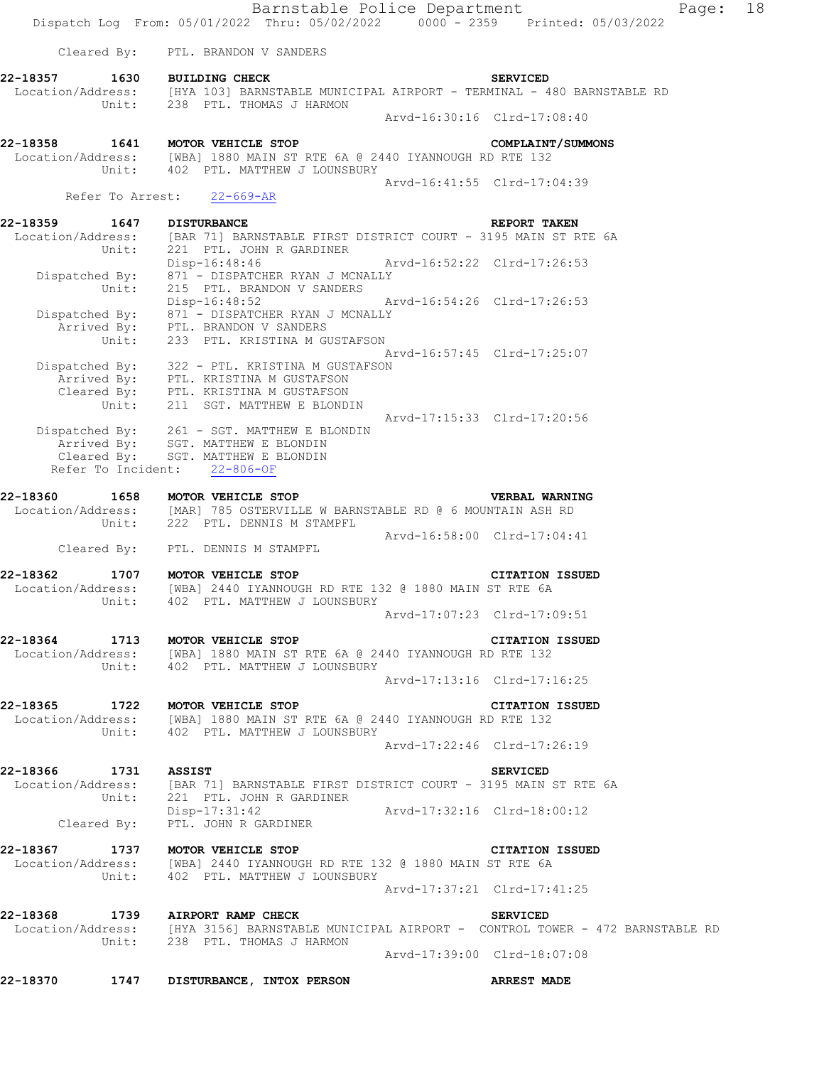Cleared By: PTL. BRANDON V SANDERS

**22-18357 1630 BUILDING CHECK SERVICED**
Location/Address: [HYA 103] BARNSTABLE MUNICIPAL AIRPORT - TERMINAL - 480 BARNSTABLE RD
Unit: 238 PTL. THOMAS J HARMON
Arvd-16:30:16 Clrd-17:08:40

**22-18358 1641 MOTOR VEHICLE STOP COMPLAINT/SUMMONS**
Location/Address: [WBA] 1880 MAIN ST RTE 6A @ 2440 IYANNOUGH RD RTE 132
Unit: 402 PTL. MATTHEW J LOUNSBURY
Arvd-16:41:55 Clrd-17:04:39
Refer To Arrest: 22-669-AR

**22-18359 1647 DISTURBANCE REPORT TAKEN**
Location/Address: [BAR 71] BARNSTABLE FIRST DISTRICT COURT - 3195 MAIN ST RTE 6A
Unit: 221 PTL. JOHN R GARDINER
Disp-16:48:46 Arvd-16:52:22 Clrd-17:26:53
Dispatched By: 871 - DISPATCHER RYAN J MCNALLY
Unit: 215 PTL. BRANDON V SANDERS
Disp-16:48:52 Arvd-16:54:26 Clrd-17:26:53
Dispatched By: 871 - DISPATCHER RYAN J MCNALLY
Arrived By: PTL. BRANDON V SANDERS
Unit: 233 PTL. KRISTINA M GUSTAFSON
Arvd-16:57:45 Clrd-17:25:07
Dispatched By: 322 - PTL. KRISTINA M GUSTAFSON
Arrived By: PTL. KRISTINA M GUSTAFSON
Cleared By: PTL. KRISTINA M GUSTAFSON
Unit: 211 SGT. MATTHEW E BLONDIN
Arvd-17:15:33 Clrd-17:20:56
Dispatched By: 261 - SGT. MATTHEW E BLONDIN
Arrived By: SGT. MATTHEW E BLONDIN
Cleared By: SGT. MATTHEW E BLONDIN
Refer To Incident: 22-806-OF

**22-18360 1658 MOTOR VEHICLE STOP VERBAL WARNING**
Location/Address: [MAR] 785 OSTERVILLE W BARNSTABLE RD @ 6 MOUNTAIN ASH RD
Unit: 222 PTL. DENNIS M STAMPFL
Arvd-16:58:00 Clrd-17:04:41
Cleared By: PTL. DENNIS M STAMPFL

**22-18362 1707 MOTOR VEHICLE STOP CITATION ISSUED**
Location/Address: [WBA] 2440 IYANNOUGH RD RTE 132 @ 1880 MAIN ST RTE 6A
Unit: 402 PTL. MATTHEW J LOUNSBURY
Arvd-17:07:23 Clrd-17:09:51

**22-18364 1713 MOTOR VEHICLE STOP CITATION ISSUED**
Location/Address: [WBA] 1880 MAIN ST RTE 6A @ 2440 IYANNOUGH RD RTE 132
Unit: 402 PTL. MATTHEW J LOUNSBURY
Arvd-17:13:16 Clrd-17:16:25

**22-18365 1722 MOTOR VEHICLE STOP CITATION ISSUED**
Location/Address: [WBA] 1880 MAIN ST RTE 6A @ 2440 IYANNOUGH RD RTE 132
Unit: 402 PTL. MATTHEW J LOUNSBURY
Arvd-17:22:46 Clrd-17:26:19

**22-18366 1731 ASSIST SERVICED**
Location/Address: [BAR 71] BARNSTABLE FIRST DISTRICT COURT - 3195 MAIN ST RTE 6A
Unit: 221 PTL. JOHN R GARDINER
Disp-17:31:42 Arvd-17:32:16 Clrd-18:00:12
Cleared By: PTL. JOHN R GARDINER

**22-18367 1737 MOTOR VEHICLE STOP CITATION ISSUED**
Location/Address: [WBA] 2440 IYANNOUGH RD RTE 132 @ 1880 MAIN ST RTE 6A
Unit: 402 PTL. MATTHEW J LOUNSBURY
Arvd-17:37:21 Clrd-17:41:25

**22-18368 1739 AIRPORT RAMP CHECK SERVICED**
Location/Address: [HYA 3156] BARNSTABLE MUNICIPAL AIRPORT - CONTROL TOWER - 472 BARNSTABLE RD
Unit: 238 PTL. THOMAS J HARMON
Arvd-17:39:00 Clrd-18:07:08

**22-18370 1747 DISTURBANCE, INTOX PERSON ARREST MADE**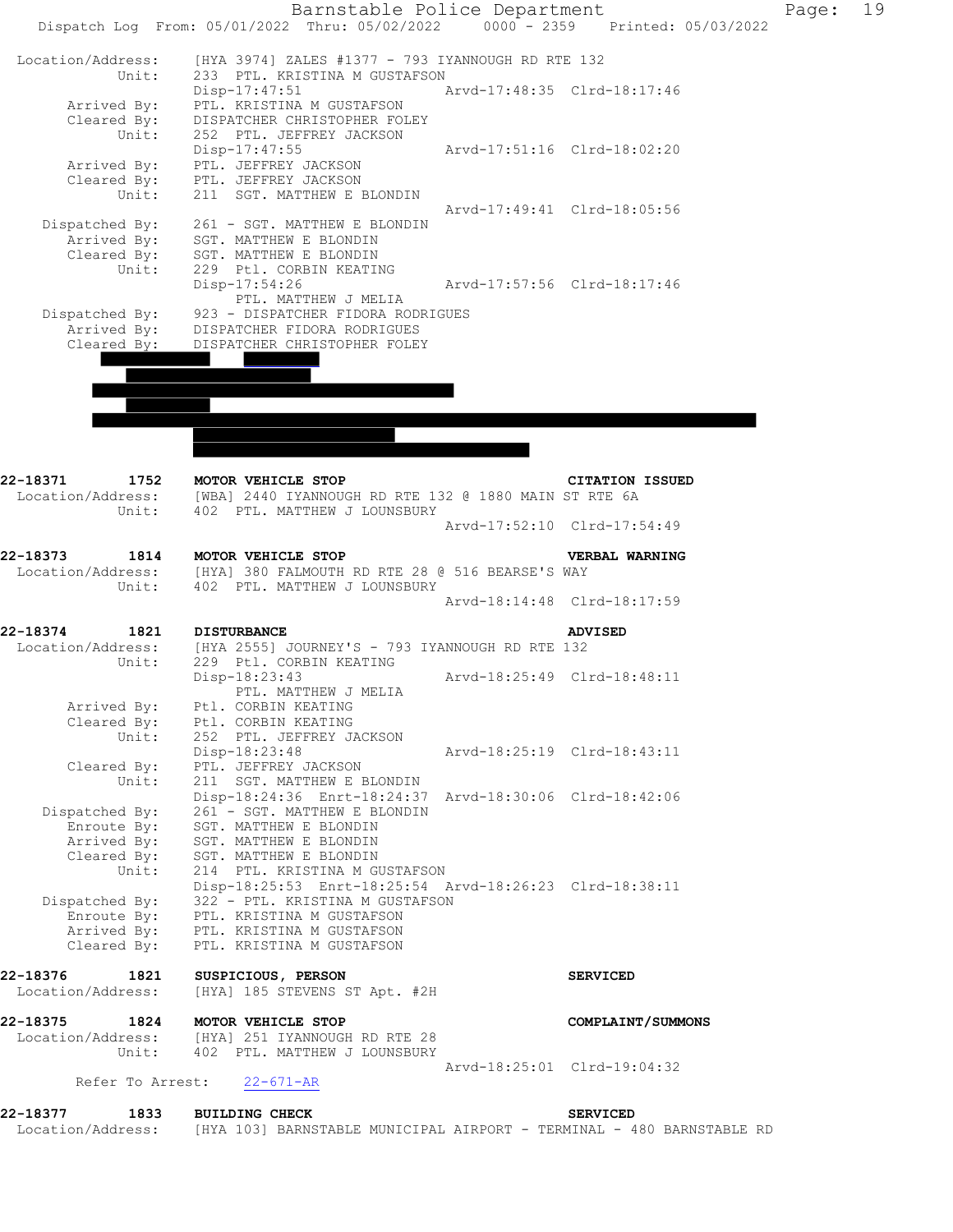Location/Address: [HYA 3974] ZALES #1377 - 793 IYANNOUGH RD RTE 132
Unit: 233 PTL. KRISTINA M GUSTAFSON
Disp-17:47:51 Arvd-17:48:35 Clrd-18:17:46
Arrived By: PTL. KRISTINA M GUSTAFSON
Cleared By: DISPATCHER CHRISTOPHER FOLEY
Unit: 252 PTL. JEFFREY JACKSON
Disp-17:47:55 Arvd-17:51:16 Clrd-18:02:20
Arrived By: PTL. JEFFREY JACKSON
Cleared By: PTL. JEFFREY JACKSON
Unit: 211 SGT. MATTHEW E BLONDIN
Arvd-17:49:41 Clrd-18:05:56
Dispatched By: 261 - SGT. MATTHEW E BLONDIN
Arrived By: SGT. MATTHEW E BLONDIN
Cleared By: SGT. MATTHEW E BLONDIN
Unit: 229 Ptl. CORBIN KEATING
Disp-17:54:26 Arvd-17:57:56 Clrd-18:17:46
PTL. MATTHEW J MELIA
Dispatched By: 923 - DISPATCHER FIDORA RODRIGUES
Arrived By: DISPATCHER FIDORA RODRIGUES
Cleared By: DISPATCHER CHRISTOPHER FOLEY

**22-18371 1752 MOTOR VEHICLE STOP** — **CITATION ISSUED**
Location/Address: [WBA] 2440 IYANNOUGH RD RTE 132 @ 1880 MAIN ST RTE 6A
Unit: 402 PTL. MATTHEW J LOUNSBURY
Arvd-17:52:10 Clrd-17:54:49

**22-18373 1814 MOTOR VEHICLE STOP** — **VERBAL WARNING**
Location/Address: [HYA] 380 FALMOUTH RD RTE 28 @ 516 BEARSE'S WAY
Unit: 402 PTL. MATTHEW J LOUNSBURY
Arvd-18:14:48 Clrd-18:17:59

**22-18374 1821 DISTURBANCE** — **ADVISED**
Location/Address: [HYA 2555] JOURNEY'S - 793 IYANNOUGH RD RTE 132
Unit: 229 Ptl. CORBIN KEATING
Disp-18:23:43 Arvd-18:25:49 Clrd-18:48:11
PTL. MATTHEW J MELIA
Arrived By: Ptl. CORBIN KEATING
Cleared By: Ptl. CORBIN KEATING
Unit: 252 PTL. JEFFREY JACKSON
Disp-18:23:48 Arvd-18:25:19 Clrd-18:43:11
Cleared By: PTL. JEFFREY JACKSON
Unit: 211 SGT. MATTHEW E BLONDIN
Disp-18:24:36 Enrt-18:24:37 Arvd-18:30:06 Clrd-18:42:06
Dispatched By: 261 - SGT. MATTHEW E BLONDIN
Enroute By: SGT. MATTHEW E BLONDIN
Arrived By: SGT. MATTHEW E BLONDIN
Cleared By: SGT. MATTHEW E BLONDIN
Unit: 214 PTL. KRISTINA M GUSTAFSON
Disp-18:25:53 Enrt-18:25:54 Arvd-18:26:23 Clrd-18:38:11
Dispatched By: 322 - PTL. KRISTINA M GUSTAFSON
Enroute By: PTL. KRISTINA M GUSTAFSON
Arrived By: PTL. KRISTINA M GUSTAFSON
Cleared By: PTL. KRISTINA M GUSTAFSON

**22-18376 1821 SUSPICIOUS, PERSON** — **SERVICED**
Location/Address: [HYA] 185 STEVENS ST Apt. #2H

**22-18375 1824 MOTOR VEHICLE STOP** — **COMPLAINT/SUMMONS**
Location/Address: [HYA] 251 IYANNOUGH RD RTE 28
Unit: 402 PTL. MATTHEW J LOUNSBURY
Arvd-18:25:01 Clrd-19:04:32
Refer To Arrest: 22-671-AR

**22-18377 1833 BUILDING CHECK** — **SERVICED**
Location/Address: [HYA 103] BARNSTABLE MUNICIPAL AIRPORT - TERMINAL - 480 BARNSTABLE RD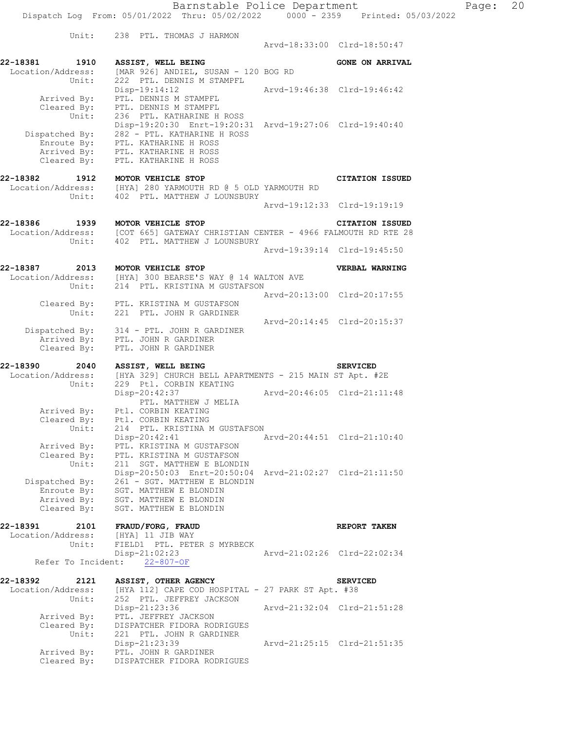```
          Unit:    238  PTL. THOMAS J HARMON
                                                 Arvd-18:33:00  Clrd-18:50:47

22-18381        1910   ASSIST, WELL BEING                            GONE ON ARRIVAL
 Location/Address:     [MAR 926] ANDIEL, SUSAN - 120 BOG RD
          Unit:        222  PTL. DENNIS M STAMPFL
                       Disp-19:14:12                 Arvd-19:46:38  Clrd-19:46:42
       Arrived By:     PTL. DENNIS M STAMPFL
       Cleared By:     PTL. DENNIS M STAMPFL
          Unit:        236  PTL. KATHARINE H ROSS
                       Disp-19:20:30  Enrt-19:20:31  Arvd-19:27:06  Clrd-19:40:40
    Dispatched By:     282 - PTL. KATHARINE H ROSS
       Enroute By:     PTL. KATHARINE H ROSS
       Arrived By:     PTL. KATHARINE H ROSS
       Cleared By:     PTL. KATHARINE H ROSS

22-18382        1912   MOTOR VEHICLE STOP                            CITATION ISSUED
 Location/Address:     [HYA] 280 YARMOUTH RD @ 5 OLD YARMOUTH RD
          Unit:        402  PTL. MATTHEW J LOUNSBURY
                                                 Arvd-19:12:33  Clrd-19:19:19

22-18386        1939   MOTOR VEHICLE STOP                            CITATION ISSUED
 Location/Address:     [COT 665] GATEWAY CHRISTIAN CENTER - 4966 FALMOUTH RD RTE 28
          Unit:        402  PTL. MATTHEW J LOUNSBURY
                                                 Arvd-19:39:14  Clrd-19:45:50

22-18387        2013   MOTOR VEHICLE STOP                            VERBAL WARNING
 Location/Address:     [HYA] 300 BEARSE'S WAY @ 14 WALTON AVE
          Unit:        214  PTL. KRISTINA M GUSTAFSON
                                                 Arvd-20:13:00  Clrd-20:17:55
       Cleared By:     PTL. KRISTINA M GUSTAFSON
          Unit:        221  PTL. JOHN R GARDINER
                                                 Arvd-20:14:45  Clrd-20:15:37
    Dispatched By:     314 - PTL. JOHN R GARDINER
       Arrived By:     PTL. JOHN R GARDINER
       Cleared By:     PTL. JOHN R GARDINER

22-18390        2040   ASSIST, WELL BEING                            SERVICED
 Location/Address:     [HYA 329] CHURCH BELL APARTMENTS - 215 MAIN ST Apt. #2E
          Unit:        229  Ptl. CORBIN KEATING
                       Disp-20:42:37                 Arvd-20:46:05  Clrd-21:11:48
                            PTL. MATTHEW J MELIA
       Arrived By:     Ptl. CORBIN KEATING
       Cleared By:     Ptl. CORBIN KEATING
          Unit:        214  PTL. KRISTINA M GUSTAFSON
                       Disp-20:42:41                 Arvd-20:44:51  Clrd-21:10:40
       Arrived By:     PTL. KRISTINA M GUSTAFSON
       Cleared By:     PTL. KRISTINA M GUSTAFSON
          Unit:        211  SGT. MATTHEW E BLONDIN
                       Disp-20:50:03  Enrt-20:50:04  Arvd-21:02:27  Clrd-21:11:50
    Dispatched By:     261 - SGT. MATTHEW E BLONDIN
       Enroute By:     SGT. MATTHEW E BLONDIN
       Arrived By:     SGT. MATTHEW E BLONDIN
       Cleared By:     SGT. MATTHEW E BLONDIN

22-18391        2101   FRAUD/FORG, FRAUD                             REPORT TAKEN
 Location/Address:     [HYA] 11 JIB WAY
          Unit:        FIELD1  PTL. PETER S MYRBECK
                       Disp-21:02:23                 Arvd-21:02:26  Clrd-22:02:34
   Refer To Incident:  22-807-OF

22-18392        2121   ASSIST, OTHER AGENCY                          SERVICED
 Location/Address:     [HYA 112] CAPE COD HOSPITAL - 27 PARK ST Apt. #38
          Unit:        252  PTL. JEFFREY JACKSON
                       Disp-21:23:36                 Arvd-21:32:04  Clrd-21:51:28
       Arrived By:     PTL. JEFFREY JACKSON
       Cleared By:     DISPATCHER FIDORA RODRIGUES
          Unit:        221  PTL. JOHN R GARDINER
                       Disp-21:23:39                 Arvd-21:25:15  Clrd-21:51:35
       Arrived By:     PTL. JOHN R GARDINER
       Cleared By:     DISPATCHER FIDORA RODRIGUES
```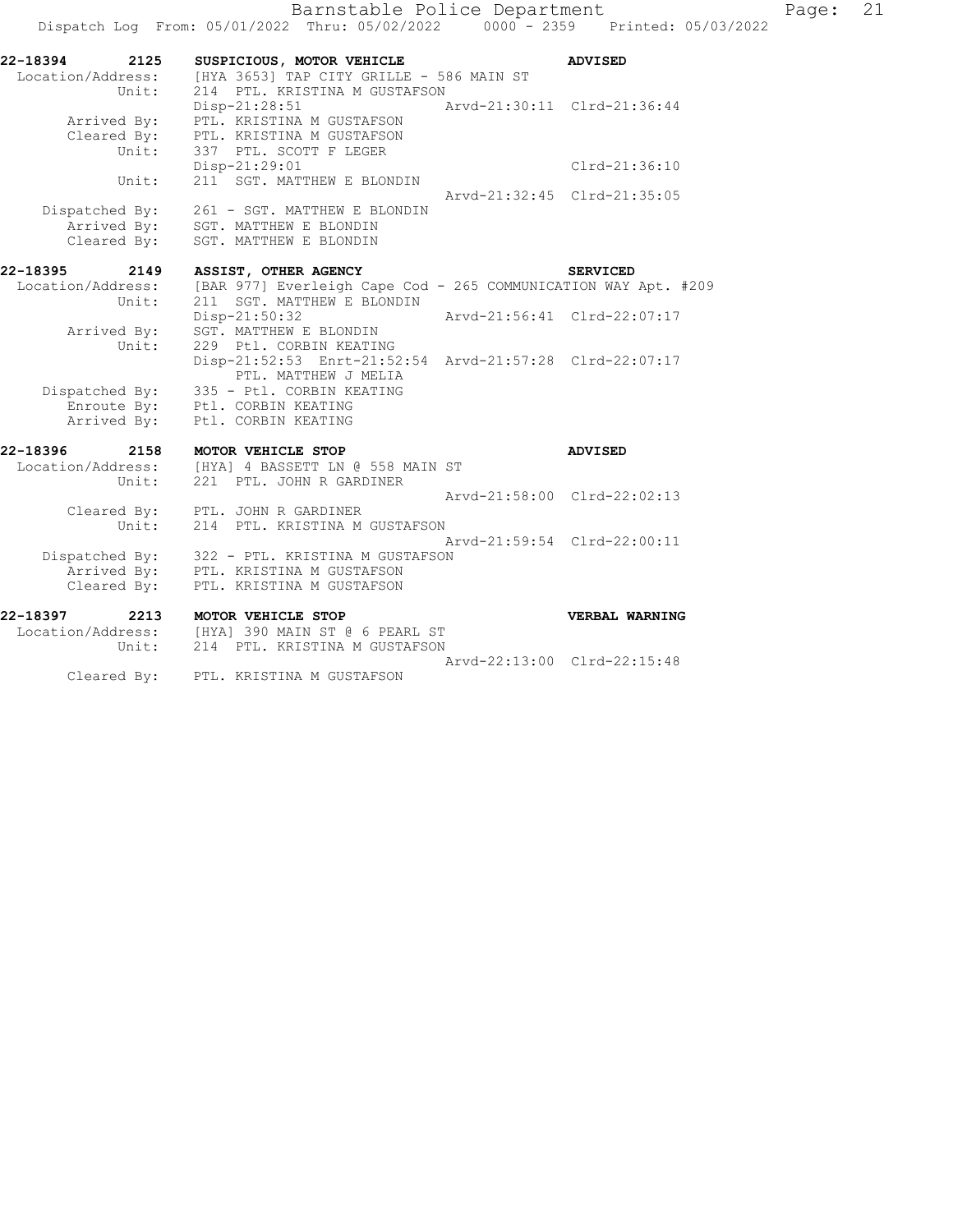**22-18394 2125 SUSPICIOUS, MOTOR VEHICLE** **ADVISED**

```
 Location/Address:  [HYA 3653] TAP CITY GRILLE - 586 MAIN ST
            Unit:   214  PTL. KRISTINA M GUSTAFSON
                    Disp-21:28:51                 Arvd-21:30:11  Clrd-21:36:44
      Arrived By:   PTL. KRISTINA M GUSTAFSON
      Cleared By:   PTL. KRISTINA M GUSTAFSON
            Unit:   337  PTL. SCOTT F LEGER
                    Disp-21:29:01                                Clrd-21:36:10
            Unit:   211  SGT. MATTHEW E BLONDIN
                                                  Arvd-21:32:45  Clrd-21:35:05
   Dispatched By:   261 - SGT. MATTHEW E BLONDIN
      Arrived By:   SGT. MATTHEW E BLONDIN
      Cleared By:   SGT. MATTHEW E BLONDIN
```

**22-18395 2149 ASSIST, OTHER AGENCY** **SERVICED**

```
 Location/Address:  [BAR 977] Everleigh Cape Cod - 265 COMMUNICATION WAY Apt. #209
            Unit:   211  SGT. MATTHEW E BLONDIN
                    Disp-21:50:32                 Arvd-21:56:41  Clrd-22:07:17
      Arrived By:   SGT. MATTHEW E BLONDIN
            Unit:   229  Ptl. CORBIN KEATING
                    Disp-21:52:53  Enrt-21:52:54  Arvd-21:57:28  Clrd-22:07:17
                         PTL. MATTHEW J MELIA
   Dispatched By:   335 - Ptl. CORBIN KEATING
      Enroute By:   Ptl. CORBIN KEATING
      Arrived By:   Ptl. CORBIN KEATING
```

**22-18396 2158 MOTOR VEHICLE STOP** **ADVISED**

```
 Location/Address:  [HYA] 4 BASSETT LN @ 558 MAIN ST
            Unit:   221  PTL. JOHN R GARDINER
                                                  Arvd-21:58:00  Clrd-22:02:13
      Cleared By:   PTL. JOHN R GARDINER
            Unit:   214  PTL. KRISTINA M GUSTAFSON
                                                  Arvd-21:59:54  Clrd-22:00:11
   Dispatched By:   322 - PTL. KRISTINA M GUSTAFSON
      Arrived By:   PTL. KRISTINA M GUSTAFSON
      Cleared By:   PTL. KRISTINA M GUSTAFSON
```

**22-18397 2213 MOTOR VEHICLE STOP** **VERBAL WARNING**

```
 Location/Address:  [HYA] 390 MAIN ST @ 6 PEARL ST
            Unit:   214  PTL. KRISTINA M GUSTAFSON
                                                  Arvd-22:13:00  Clrd-22:15:48
      Cleared By:   PTL. KRISTINA M GUSTAFSON
```